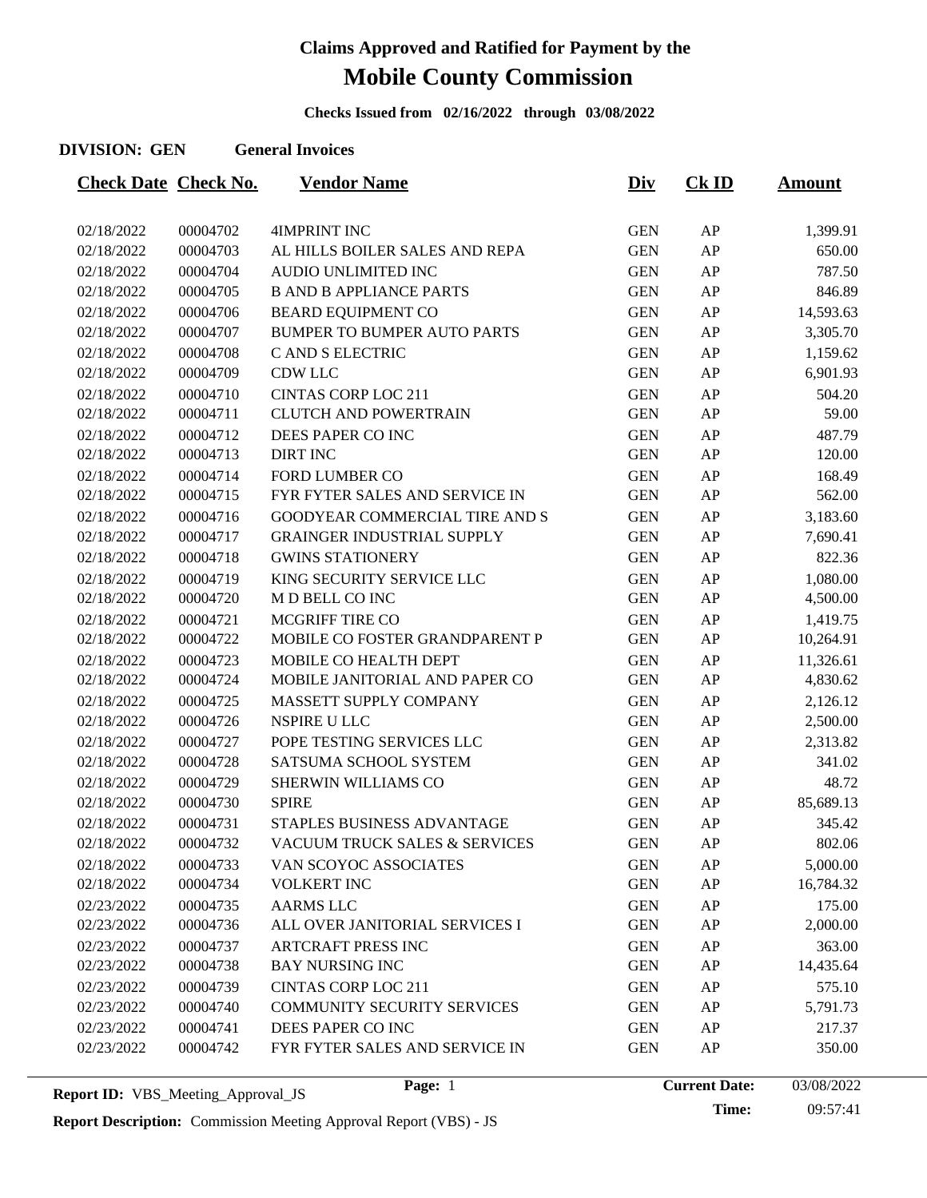# Claims Approved and Ratified for Payment by the

# Mobile County Commission

**Checks Issued from 02/16/2022 through 03/08/2022**

**DIVISION: GEN General Invoices**

| Check Date | Check No. | Vendor Name | Div | Ck ID | Amount |
|---|---|---|---|---|---|
| 02/18/2022 | 00004702 | 4IMPRINT INC | GEN | AP | 1,399.91 |
| 02/18/2022 | 00004703 | AL HILLS BOILER SALES AND REPA | GEN | AP | 650.00 |
| 02/18/2022 | 00004704 | AUDIO UNLIMITED INC | GEN | AP | 787.50 |
| 02/18/2022 | 00004705 | B AND B APPLIANCE PARTS | GEN | AP | 846.89 |
| 02/18/2022 | 00004706 | BEARD EQUIPMENT CO | GEN | AP | 14,593.63 |
| 02/18/2022 | 00004707 | BUMPER TO BUMPER AUTO PARTS | GEN | AP | 3,305.70 |
| 02/18/2022 | 00004708 | C AND S ELECTRIC | GEN | AP | 1,159.62 |
| 02/18/2022 | 00004709 | CDW LLC | GEN | AP | 6,901.93 |
| 02/18/2022 | 00004710 | CINTAS CORP LOC 211 | GEN | AP | 504.20 |
| 02/18/2022 | 00004711 | CLUTCH AND POWERTRAIN | GEN | AP | 59.00 |
| 02/18/2022 | 00004712 | DEES PAPER CO INC | GEN | AP | 487.79 |
| 02/18/2022 | 00004713 | DIRT INC | GEN | AP | 120.00 |
| 02/18/2022 | 00004714 | FORD LUMBER CO | GEN | AP | 168.49 |
| 02/18/2022 | 00004715 | FYR FYTER SALES AND SERVICE IN | GEN | AP | 562.00 |
| 02/18/2022 | 00004716 | GOODYEAR COMMERCIAL TIRE AND S | GEN | AP | 3,183.60 |
| 02/18/2022 | 00004717 | GRAINGER INDUSTRIAL SUPPLY | GEN | AP | 7,690.41 |
| 02/18/2022 | 00004718 | GWINS STATIONERY | GEN | AP | 822.36 |
| 02/18/2022 | 00004719 | KING SECURITY SERVICE LLC | GEN | AP | 1,080.00 |
| 02/18/2022 | 00004720 | M D BELL CO INC | GEN | AP | 4,500.00 |
| 02/18/2022 | 00004721 | MCGRIFF TIRE CO | GEN | AP | 1,419.75 |
| 02/18/2022 | 00004722 | MOBILE CO FOSTER GRANDPARENT P | GEN | AP | 10,264.91 |
| 02/18/2022 | 00004723 | MOBILE CO HEALTH DEPT | GEN | AP | 11,326.61 |
| 02/18/2022 | 00004724 | MOBILE JANITORIAL AND PAPER CO | GEN | AP | 4,830.62 |
| 02/18/2022 | 00004725 | MASSETT SUPPLY COMPANY | GEN | AP | 2,126.12 |
| 02/18/2022 | 00004726 | NSPIRE U LLC | GEN | AP | 2,500.00 |
| 02/18/2022 | 00004727 | POPE TESTING SERVICES LLC | GEN | AP | 2,313.82 |
| 02/18/2022 | 00004728 | SATSUMA SCHOOL SYSTEM | GEN | AP | 341.02 |
| 02/18/2022 | 00004729 | SHERWIN WILLIAMS CO | GEN | AP | 48.72 |
| 02/18/2022 | 00004730 | SPIRE | GEN | AP | 85,689.13 |
| 02/18/2022 | 00004731 | STAPLES BUSINESS ADVANTAGE | GEN | AP | 345.42 |
| 02/18/2022 | 00004732 | VACUUM TRUCK SALES & SERVICES | GEN | AP | 802.06 |
| 02/18/2022 | 00004733 | VAN SCOYOC ASSOCIATES | GEN | AP | 5,000.00 |
| 02/18/2022 | 00004734 | VOLKERT INC | GEN | AP | 16,784.32 |
| 02/23/2022 | 00004735 | AARMS LLC | GEN | AP | 175.00 |
| 02/23/2022 | 00004736 | ALL OVER JANITORIAL SERVICES I | GEN | AP | 2,000.00 |
| 02/23/2022 | 00004737 | ARTCRAFT PRESS INC | GEN | AP | 363.00 |
| 02/23/2022 | 00004738 | BAY NURSING INC | GEN | AP | 14,435.64 |
| 02/23/2022 | 00004739 | CINTAS CORP LOC 211 | GEN | AP | 575.10 |
| 02/23/2022 | 00004740 | COMMUNITY SECURITY SERVICES | GEN | AP | 5,791.73 |
| 02/23/2022 | 00004741 | DEES PAPER CO INC | GEN | AP | 217.37 |
| 02/23/2022 | 00004742 | FYR FYTER SALES AND SERVICE IN | GEN | AP | 350.00 |

**Report ID:** VBS_Meeting_Approval_JS

**Current Date:** 03/08/2022
**Time:** 09:57:41

**Report Description:** Commission Meeting Approval Report (VBS) - JS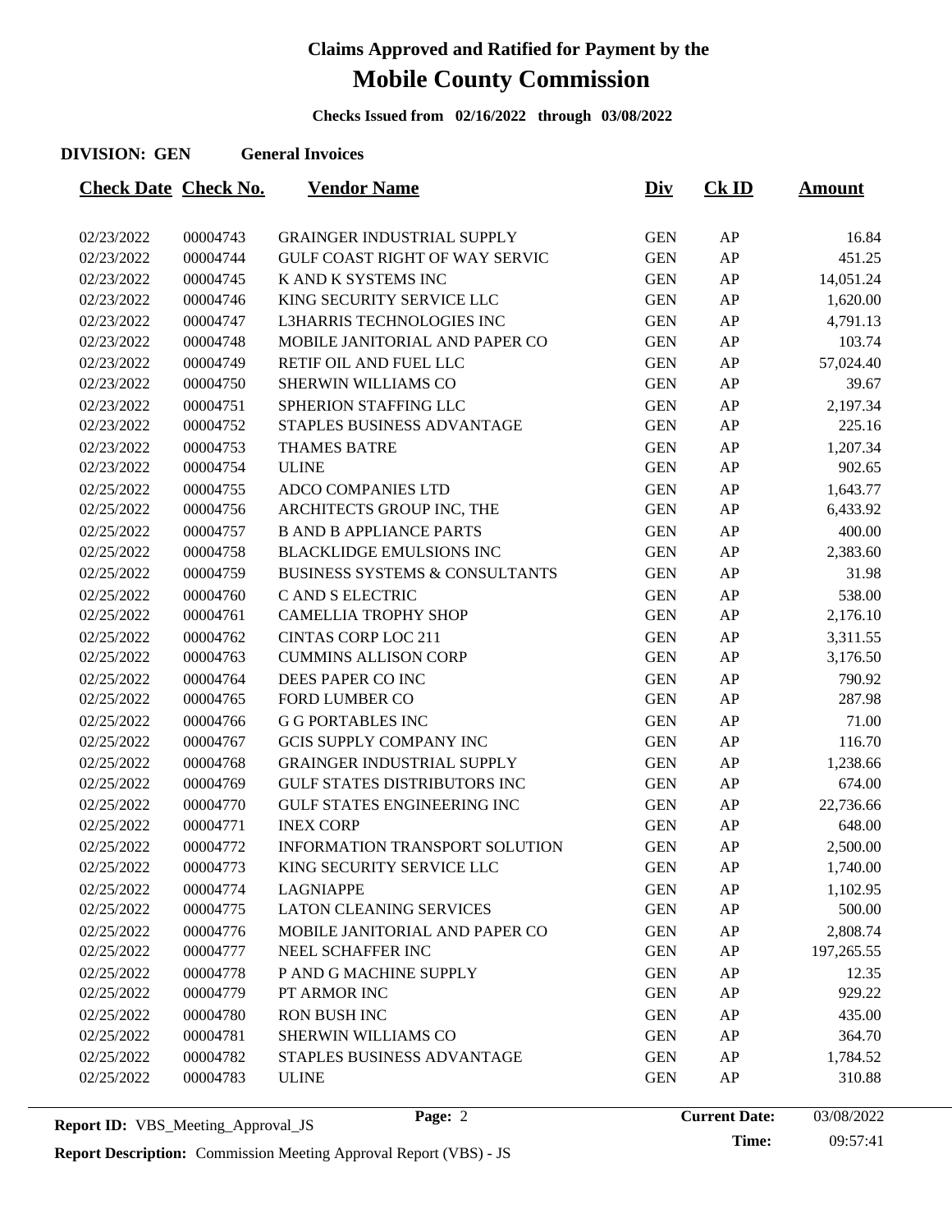# Claims Approved and Ratified for Payment by the

# Mobile County Commission

**Checks Issued from 02/16/2022 through 03/08/2022**

**DIVISION: GEN** **General Invoices**

| Check Date | Check No. | Vendor Name | Div | Ck ID | Amount |
|---|---|---|---|---|---|
| 02/23/2022 | 00004743 | GRAINGER INDUSTRIAL SUPPLY | GEN | AP | 16.84 |
| 02/23/2022 | 00004744 | GULF COAST RIGHT OF WAY SERVIC | GEN | AP | 451.25 |
| 02/23/2022 | 00004745 | K AND K SYSTEMS INC | GEN | AP | 14,051.24 |
| 02/23/2022 | 00004746 | KING SECURITY SERVICE LLC | GEN | AP | 1,620.00 |
| 02/23/2022 | 00004747 | L3HARRIS TECHNOLOGIES INC | GEN | AP | 4,791.13 |
| 02/23/2022 | 00004748 | MOBILE JANITORIAL AND PAPER CO | GEN | AP | 103.74 |
| 02/23/2022 | 00004749 | RETIF OIL AND FUEL LLC | GEN | AP | 57,024.40 |
| 02/23/2022 | 00004750 | SHERWIN WILLIAMS CO | GEN | AP | 39.67 |
| 02/23/2022 | 00004751 | SPHERION STAFFING LLC | GEN | AP | 2,197.34 |
| 02/23/2022 | 00004752 | STAPLES BUSINESS ADVANTAGE | GEN | AP | 225.16 |
| 02/23/2022 | 00004753 | THAMES BATRE | GEN | AP | 1,207.34 |
| 02/23/2022 | 00004754 | ULINE | GEN | AP | 902.65 |
| 02/25/2022 | 00004755 | ADCO COMPANIES LTD | GEN | AP | 1,643.77 |
| 02/25/2022 | 00004756 | ARCHITECTS GROUP INC, THE | GEN | AP | 6,433.92 |
| 02/25/2022 | 00004757 | B AND B APPLIANCE PARTS | GEN | AP | 400.00 |
| 02/25/2022 | 00004758 | BLACKLIDGE EMULSIONS INC | GEN | AP | 2,383.60 |
| 02/25/2022 | 00004759 | BUSINESS SYSTEMS & CONSULTANTS | GEN | AP | 31.98 |
| 02/25/2022 | 00004760 | C AND S ELECTRIC | GEN | AP | 538.00 |
| 02/25/2022 | 00004761 | CAMELLIA TROPHY SHOP | GEN | AP | 2,176.10 |
| 02/25/2022 | 00004762 | CINTAS CORP LOC 211 | GEN | AP | 3,311.55 |
| 02/25/2022 | 00004763 | CUMMINS ALLISON CORP | GEN | AP | 3,176.50 |
| 02/25/2022 | 00004764 | DEES PAPER CO INC | GEN | AP | 790.92 |
| 02/25/2022 | 00004765 | FORD LUMBER CO | GEN | AP | 287.98 |
| 02/25/2022 | 00004766 | G G PORTABLES INC | GEN | AP | 71.00 |
| 02/25/2022 | 00004767 | GCIS SUPPLY COMPANY INC | GEN | AP | 116.70 |
| 02/25/2022 | 00004768 | GRAINGER INDUSTRIAL SUPPLY | GEN | AP | 1,238.66 |
| 02/25/2022 | 00004769 | GULF STATES DISTRIBUTORS INC | GEN | AP | 674.00 |
| 02/25/2022 | 00004770 | GULF STATES ENGINEERING INC | GEN | AP | 22,736.66 |
| 02/25/2022 | 00004771 | INEX CORP | GEN | AP | 648.00 |
| 02/25/2022 | 00004772 | INFORMATION TRANSPORT SOLUTION | GEN | AP | 2,500.00 |
| 02/25/2022 | 00004773 | KING SECURITY SERVICE LLC | GEN | AP | 1,740.00 |
| 02/25/2022 | 00004774 | LAGNIAPPE | GEN | AP | 1,102.95 |
| 02/25/2022 | 00004775 | LATON CLEANING SERVICES | GEN | AP | 500.00 |
| 02/25/2022 | 00004776 | MOBILE JANITORIAL AND PAPER CO | GEN | AP | 2,808.74 |
| 02/25/2022 | 00004777 | NEEL SCHAFFER INC | GEN | AP | 197,265.55 |
| 02/25/2022 | 00004778 | P AND G MACHINE SUPPLY | GEN | AP | 12.35 |
| 02/25/2022 | 00004779 | PT ARMOR INC | GEN | AP | 929.22 |
| 02/25/2022 | 00004780 | RON BUSH INC | GEN | AP | 435.00 |
| 02/25/2022 | 00004781 | SHERWIN WILLIAMS CO | GEN | AP | 364.70 |
| 02/25/2022 | 00004782 | STAPLES BUSINESS ADVANTAGE | GEN | AP | 1,784.52 |
| 02/25/2022 | 00004783 | ULINE | GEN | AP | 310.88 |

**Report ID:** VBS_Meeting_Approval_JS

**Current Date:** 03/08/2022
**Time:** 09:57:41

**Report Description:** Commission Meeting Approval Report (VBS) - JS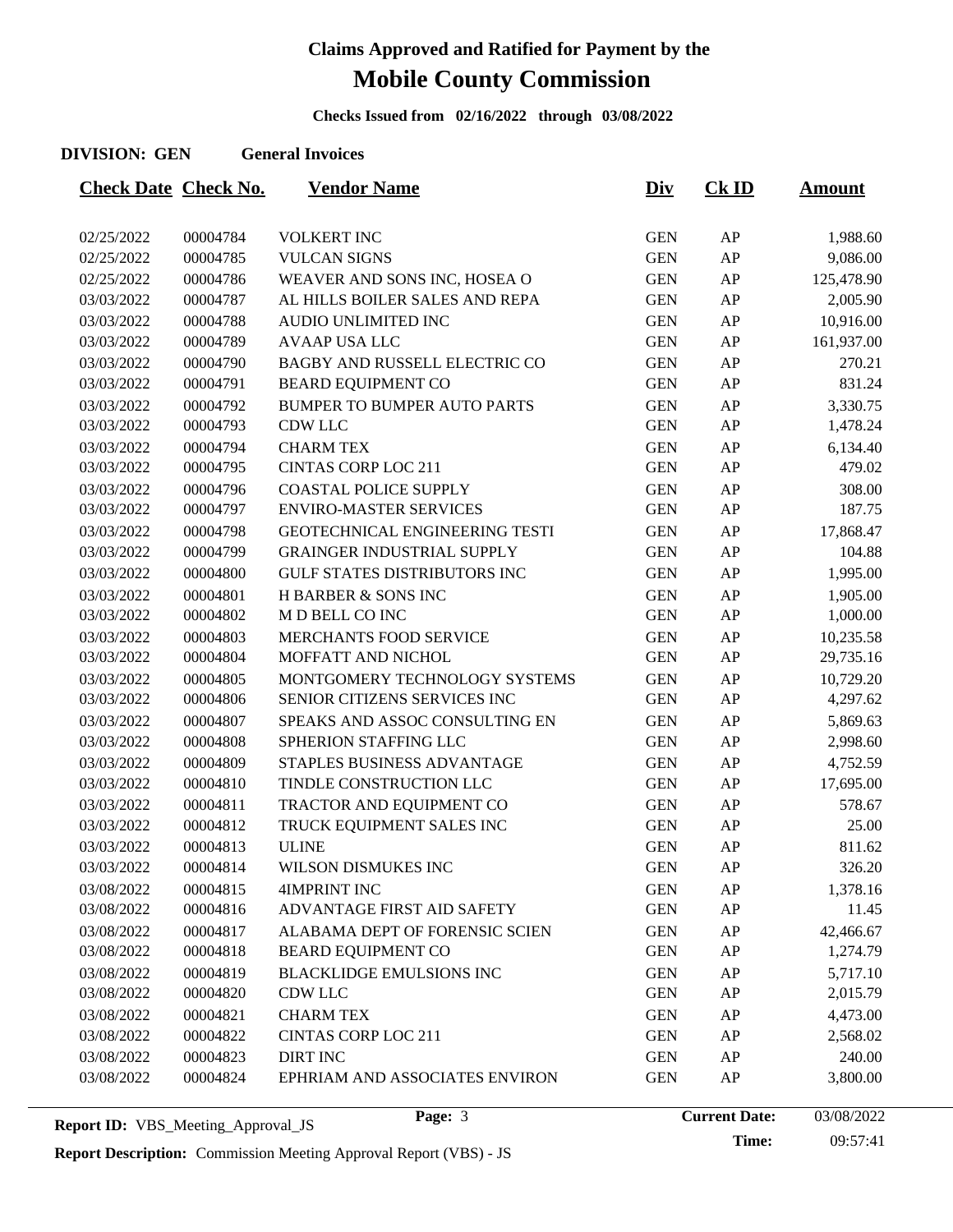# Claims Approved and Ratified for Payment by the

# Mobile County Commission

**Checks Issued from 02/16/2022 through 03/08/2022**

**DIVISION: GEN** **General Invoices**

| Check Date | Check No. | Vendor Name | Div | Ck ID | Amount |
|---|---|---|---|---|---|
| 02/25/2022 | 00004784 | VOLKERT INC | GEN | AP | 1,988.60 |
| 02/25/2022 | 00004785 | VULCAN SIGNS | GEN | AP | 9,086.00 |
| 02/25/2022 | 00004786 | WEAVER AND SONS INC, HOSEA O | GEN | AP | 125,478.90 |
| 03/03/2022 | 00004787 | AL HILLS BOILER SALES AND REPA | GEN | AP | 2,005.90 |
| 03/03/2022 | 00004788 | AUDIO UNLIMITED INC | GEN | AP | 10,916.00 |
| 03/03/2022 | 00004789 | AVAAP USA LLC | GEN | AP | 161,937.00 |
| 03/03/2022 | 00004790 | BAGBY AND RUSSELL ELECTRIC CO | GEN | AP | 270.21 |
| 03/03/2022 | 00004791 | BEARD EQUIPMENT CO | GEN | AP | 831.24 |
| 03/03/2022 | 00004792 | BUMPER TO BUMPER AUTO PARTS | GEN | AP | 3,330.75 |
| 03/03/2022 | 00004793 | CDW LLC | GEN | AP | 1,478.24 |
| 03/03/2022 | 00004794 | CHARM TEX | GEN | AP | 6,134.40 |
| 03/03/2022 | 00004795 | CINTAS CORP LOC 211 | GEN | AP | 479.02 |
| 03/03/2022 | 00004796 | COASTAL POLICE SUPPLY | GEN | AP | 308.00 |
| 03/03/2022 | 00004797 | ENVIRO-MASTER SERVICES | GEN | AP | 187.75 |
| 03/03/2022 | 00004798 | GEOTECHNICAL ENGINEERING TESTI | GEN | AP | 17,868.47 |
| 03/03/2022 | 00004799 | GRAINGER INDUSTRIAL SUPPLY | GEN | AP | 104.88 |
| 03/03/2022 | 00004800 | GULF STATES DISTRIBUTORS INC | GEN | AP | 1,995.00 |
| 03/03/2022 | 00004801 | H BARBER & SONS INC | GEN | AP | 1,905.00 |
| 03/03/2022 | 00004802 | M D BELL CO INC | GEN | AP | 1,000.00 |
| 03/03/2022 | 00004803 | MERCHANTS FOOD SERVICE | GEN | AP | 10,235.58 |
| 03/03/2022 | 00004804 | MOFFATT AND NICHOL | GEN | AP | 29,735.16 |
| 03/03/2022 | 00004805 | MONTGOMERY TECHNOLOGY SYSTEMS | GEN | AP | 10,729.20 |
| 03/03/2022 | 00004806 | SENIOR CITIZENS SERVICES INC | GEN | AP | 4,297.62 |
| 03/03/2022 | 00004807 | SPEAKS AND ASSOC CONSULTING EN | GEN | AP | 5,869.63 |
| 03/03/2022 | 00004808 | SPHERION STAFFING LLC | GEN | AP | 2,998.60 |
| 03/03/2022 | 00004809 | STAPLES BUSINESS ADVANTAGE | GEN | AP | 4,752.59 |
| 03/03/2022 | 00004810 | TINDLE CONSTRUCTION LLC | GEN | AP | 17,695.00 |
| 03/03/2022 | 00004811 | TRACTOR AND EQUIPMENT CO | GEN | AP | 578.67 |
| 03/03/2022 | 00004812 | TRUCK EQUIPMENT SALES INC | GEN | AP | 25.00 |
| 03/03/2022 | 00004813 | ULINE | GEN | AP | 811.62 |
| 03/03/2022 | 00004814 | WILSON DISMUKES INC | GEN | AP | 326.20 |
| 03/08/2022 | 00004815 | 4IMPRINT INC | GEN | AP | 1,378.16 |
| 03/08/2022 | 00004816 | ADVANTAGE FIRST AID SAFETY | GEN | AP | 11.45 |
| 03/08/2022 | 00004817 | ALABAMA DEPT OF FORENSIC SCIEN | GEN | AP | 42,466.67 |
| 03/08/2022 | 00004818 | BEARD EQUIPMENT CO | GEN | AP | 1,274.79 |
| 03/08/2022 | 00004819 | BLACKLIDGE EMULSIONS INC | GEN | AP | 5,717.10 |
| 03/08/2022 | 00004820 | CDW LLC | GEN | AP | 2,015.79 |
| 03/08/2022 | 00004821 | CHARM TEX | GEN | AP | 4,473.00 |
| 03/08/2022 | 00004822 | CINTAS CORP LOC 211 | GEN | AP | 2,568.02 |
| 03/08/2022 | 00004823 | DIRT INC | GEN | AP | 240.00 |
| 03/08/2022 | 00004824 | EPHRIAM AND ASSOCIATES ENVIRON | GEN | AP | 3,800.00 |

**Report ID:** VBS_Meeting_Approval_JS

**Current Date:** 03/08/2022

**Time:** 09:57:41

**Report Description:** Commission Meeting Approval Report (VBS) - JS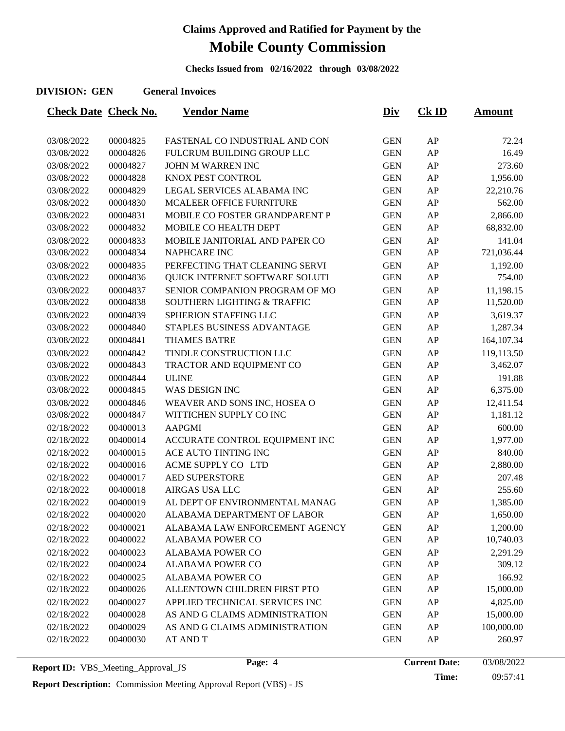# Claims Approved and Ratified for Payment by the

# Mobile County Commission

**Checks Issued from 02/16/2022 through 03/08/2022**

**DIVISION: GEN** **General Invoices**

| Check Date | Check No. | Vendor Name | Div | Ck ID | Amount |
|---|---|---|---|---|---|
| 03/08/2022 | 00004825 | FASTENAL CO INDUSTRIAL AND CON | GEN | AP | 72.24 |
| 03/08/2022 | 00004826 | FULCRUM BUILDING GROUP LLC | GEN | AP | 16.49 |
| 03/08/2022 | 00004827 | JOHN M WARREN INC | GEN | AP | 273.60 |
| 03/08/2022 | 00004828 | KNOX PEST CONTROL | GEN | AP | 1,956.00 |
| 03/08/2022 | 00004829 | LEGAL SERVICES ALABAMA INC | GEN | AP | 22,210.76 |
| 03/08/2022 | 00004830 | MCALEER OFFICE FURNITURE | GEN | AP | 562.00 |
| 03/08/2022 | 00004831 | MOBILE CO FOSTER GRANDPARENT P | GEN | AP | 2,866.00 |
| 03/08/2022 | 00004832 | MOBILE CO HEALTH DEPT | GEN | AP | 68,832.00 |
| 03/08/2022 | 00004833 | MOBILE JANITORIAL AND PAPER CO | GEN | AP | 141.04 |
| 03/08/2022 | 00004834 | NAPHCARE INC | GEN | AP | 721,036.44 |
| 03/08/2022 | 00004835 | PERFECTING THAT CLEANING SERVI | GEN | AP | 1,192.00 |
| 03/08/2022 | 00004836 | QUICK INTERNET SOFTWARE SOLUTI | GEN | AP | 754.00 |
| 03/08/2022 | 00004837 | SENIOR COMPANION PROGRAM OF MO | GEN | AP | 11,198.15 |
| 03/08/2022 | 00004838 | SOUTHERN LIGHTING & TRAFFIC | GEN | AP | 11,520.00 |
| 03/08/2022 | 00004839 | SPHERION STAFFING LLC | GEN | AP | 3,619.37 |
| 03/08/2022 | 00004840 | STAPLES BUSINESS ADVANTAGE | GEN | AP | 1,287.34 |
| 03/08/2022 | 00004841 | THAMES BATRE | GEN | AP | 164,107.34 |
| 03/08/2022 | 00004842 | TINDLE CONSTRUCTION LLC | GEN | AP | 119,113.50 |
| 03/08/2022 | 00004843 | TRACTOR AND EQUIPMENT CO | GEN | AP | 3,462.07 |
| 03/08/2022 | 00004844 | ULINE | GEN | AP | 191.88 |
| 03/08/2022 | 00004845 | WAS DESIGN INC | GEN | AP | 6,375.00 |
| 03/08/2022 | 00004846 | WEAVER AND SONS INC, HOSEA O | GEN | AP | 12,411.54 |
| 03/08/2022 | 00004847 | WITTICHEN SUPPLY CO INC | GEN | AP | 1,181.12 |
| 02/18/2022 | 00400013 | AAPGMI | GEN | AP | 600.00 |
| 02/18/2022 | 00400014 | ACCURATE CONTROL EQUIPMENT INC | GEN | AP | 1,977.00 |
| 02/18/2022 | 00400015 | ACE AUTO TINTING INC | GEN | AP | 840.00 |
| 02/18/2022 | 00400016 | ACME SUPPLY CO LTD | GEN | AP | 2,880.00 |
| 02/18/2022 | 00400017 | AED SUPERSTORE | GEN | AP | 207.48 |
| 02/18/2022 | 00400018 | AIRGAS USA LLC | GEN | AP | 255.60 |
| 02/18/2022 | 00400019 | AL DEPT OF ENVIRONMENTAL MANAG | GEN | AP | 1,385.00 |
| 02/18/2022 | 00400020 | ALABAMA DEPARTMENT OF LABOR | GEN | AP | 1,650.00 |
| 02/18/2022 | 00400021 | ALABAMA LAW ENFORCEMENT AGENCY | GEN | AP | 1,200.00 |
| 02/18/2022 | 00400022 | ALABAMA POWER CO | GEN | AP | 10,740.03 |
| 02/18/2022 | 00400023 | ALABAMA POWER CO | GEN | AP | 2,291.29 |
| 02/18/2022 | 00400024 | ALABAMA POWER CO | GEN | AP | 309.12 |
| 02/18/2022 | 00400025 | ALABAMA POWER CO | GEN | AP | 166.92 |
| 02/18/2022 | 00400026 | ALLENTOWN CHILDREN FIRST PTO | GEN | AP | 15,000.00 |
| 02/18/2022 | 00400027 | APPLIED TECHNICAL SERVICES INC | GEN | AP | 4,825.00 |
| 02/18/2022 | 00400028 | AS AND G CLAIMS ADMINISTRATION | GEN | AP | 15,000.00 |
| 02/18/2022 | 00400029 | AS AND G CLAIMS ADMINISTRATION | GEN | AP | 100,000.00 |
| 02/18/2022 | 00400030 | AT AND T | GEN | AP | 260.97 |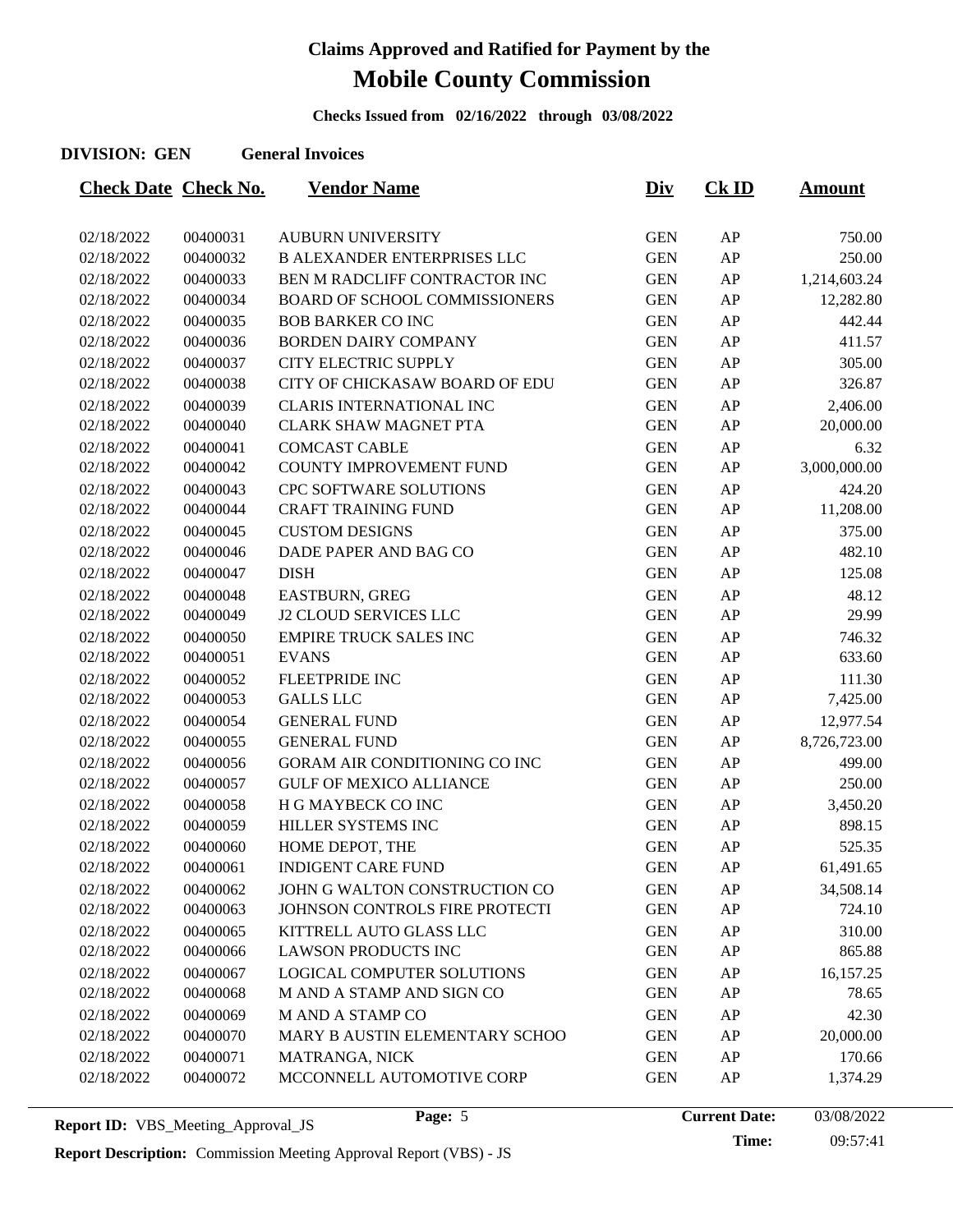# Claims Approved and Ratified for Payment by the

# Mobile County Commission

**Checks Issued from 02/16/2022 through 03/08/2022**

**DIVISION: GEN** **General Invoices**

| Check Date | Check No. | Vendor Name | Div | Ck ID | Amount |
|---|---|---|---|---|---|
| 02/18/2022 | 00400031 | AUBURN UNIVERSITY | GEN | AP | 750.00 |
| 02/18/2022 | 00400032 | B ALEXANDER ENTERPRISES LLC | GEN | AP | 250.00 |
| 02/18/2022 | 00400033 | BEN M RADCLIFF CONTRACTOR INC | GEN | AP | 1,214,603.24 |
| 02/18/2022 | 00400034 | BOARD OF SCHOOL COMMISSIONERS | GEN | AP | 12,282.80 |
| 02/18/2022 | 00400035 | BOB BARKER CO INC | GEN | AP | 442.44 |
| 02/18/2022 | 00400036 | BORDEN DAIRY COMPANY | GEN | AP | 411.57 |
| 02/18/2022 | 00400037 | CITY ELECTRIC SUPPLY | GEN | AP | 305.00 |
| 02/18/2022 | 00400038 | CITY OF CHICKASAW BOARD OF EDU | GEN | AP | 326.87 |
| 02/18/2022 | 00400039 | CLARIS INTERNATIONAL INC | GEN | AP | 2,406.00 |
| 02/18/2022 | 00400040 | CLARK SHAW MAGNET PTA | GEN | AP | 20,000.00 |
| 02/18/2022 | 00400041 | COMCAST CABLE | GEN | AP | 6.32 |
| 02/18/2022 | 00400042 | COUNTY IMPROVEMENT FUND | GEN | AP | 3,000,000.00 |
| 02/18/2022 | 00400043 | CPC SOFTWARE SOLUTIONS | GEN | AP | 424.20 |
| 02/18/2022 | 00400044 | CRAFT TRAINING FUND | GEN | AP | 11,208.00 |
| 02/18/2022 | 00400045 | CUSTOM DESIGNS | GEN | AP | 375.00 |
| 02/18/2022 | 00400046 | DADE PAPER AND BAG CO | GEN | AP | 482.10 |
| 02/18/2022 | 00400047 | DISH | GEN | AP | 125.08 |
| 02/18/2022 | 00400048 | EASTBURN, GREG | GEN | AP | 48.12 |
| 02/18/2022 | 00400049 | J2 CLOUD SERVICES LLC | GEN | AP | 29.99 |
| 02/18/2022 | 00400050 | EMPIRE TRUCK SALES INC | GEN | AP | 746.32 |
| 02/18/2022 | 00400051 | EVANS | GEN | AP | 633.60 |
| 02/18/2022 | 00400052 | FLEETPRIDE INC | GEN | AP | 111.30 |
| 02/18/2022 | 00400053 | GALLS LLC | GEN | AP | 7,425.00 |
| 02/18/2022 | 00400054 | GENERAL FUND | GEN | AP | 12,977.54 |
| 02/18/2022 | 00400055 | GENERAL FUND | GEN | AP | 8,726,723.00 |
| 02/18/2022 | 00400056 | GORAM AIR CONDITIONING CO INC | GEN | AP | 499.00 |
| 02/18/2022 | 00400057 | GULF OF MEXICO ALLIANCE | GEN | AP | 250.00 |
| 02/18/2022 | 00400058 | H G MAYBECK CO INC | GEN | AP | 3,450.20 |
| 02/18/2022 | 00400059 | HILLER SYSTEMS INC | GEN | AP | 898.15 |
| 02/18/2022 | 00400060 | HOME DEPOT, THE | GEN | AP | 525.35 |
| 02/18/2022 | 00400061 | INDIGENT CARE FUND | GEN | AP | 61,491.65 |
| 02/18/2022 | 00400062 | JOHN G WALTON CONSTRUCTION CO | GEN | AP | 34,508.14 |
| 02/18/2022 | 00400063 | JOHNSON CONTROLS FIRE PROTECTI | GEN | AP | 724.10 |
| 02/18/2022 | 00400065 | KITTRELL AUTO GLASS LLC | GEN | AP | 310.00 |
| 02/18/2022 | 00400066 | LAWSON PRODUCTS INC | GEN | AP | 865.88 |
| 02/18/2022 | 00400067 | LOGICAL COMPUTER SOLUTIONS | GEN | AP | 16,157.25 |
| 02/18/2022 | 00400068 | M AND A STAMP AND SIGN CO | GEN | AP | 78.65 |
| 02/18/2022 | 00400069 | M AND A STAMP CO | GEN | AP | 42.30 |
| 02/18/2022 | 00400070 | MARY B AUSTIN ELEMENTARY SCHOO | GEN | AP | 20,000.00 |
| 02/18/2022 | 00400071 | MATRANGA, NICK | GEN | AP | 170.66 |
| 02/18/2022 | 00400072 | MCCONNELL AUTOMOTIVE CORP | GEN | AP | 1,374.29 |

**Report ID:** VBS_Meeting_Approval_JS

**Report Description:** Commission Meeting Approval Report (VBS) - JS

**Current Date:** 03/08/2022

**Time:** 09:57:41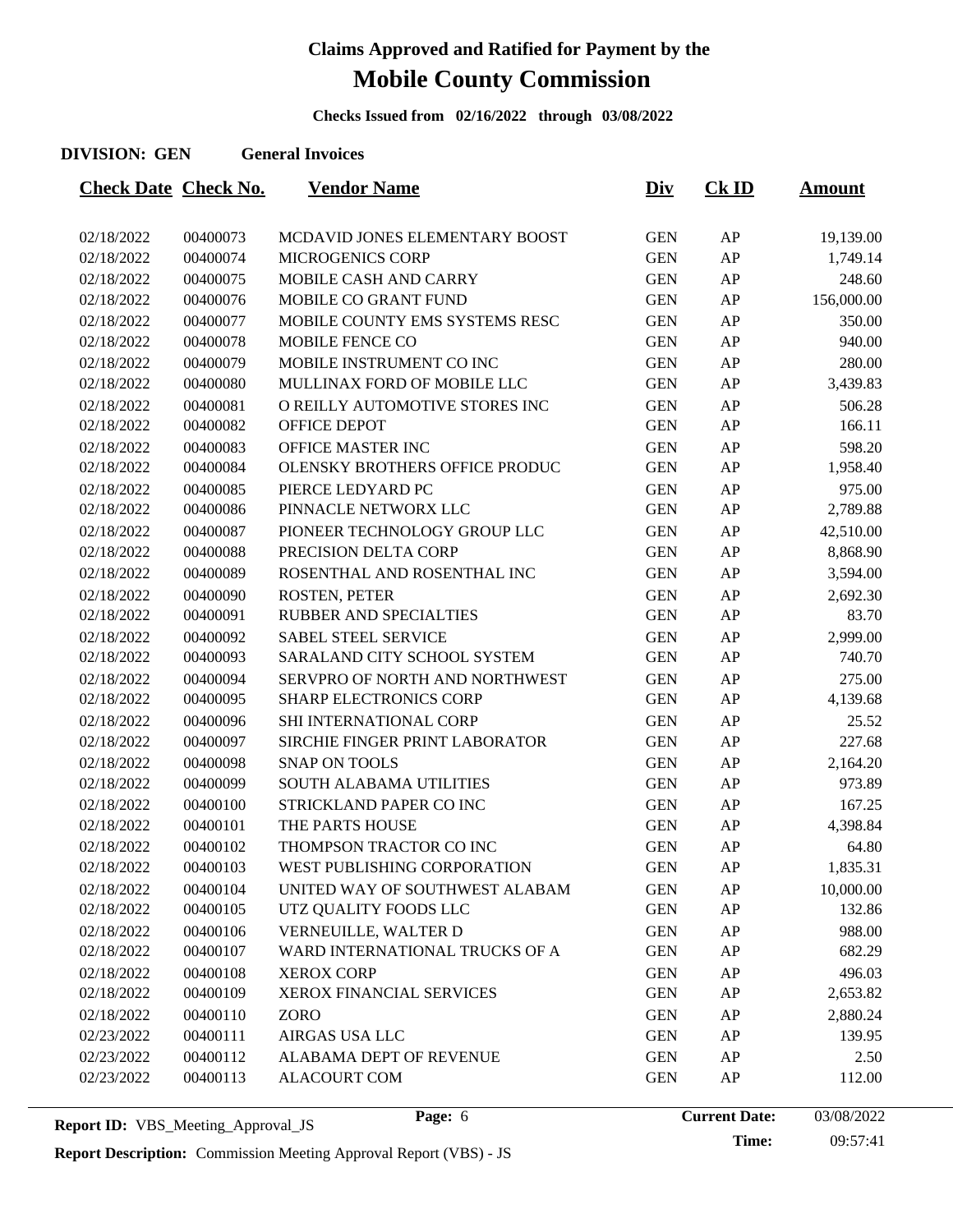# Claims Approved and Ratified for Payment by the

# Mobile County Commission

**Checks Issued from 02/16/2022 through 03/08/2022**

**DIVISION: GEN** **General Invoices**

| Check Date | Check No. | Vendor Name | Div | Ck ID | Amount |
|---|---|---|---|---|---|
| 02/18/2022 | 00400073 | MCDAVID JONES ELEMENTARY BOOST | GEN | AP | 19,139.00 |
| 02/18/2022 | 00400074 | MICROGENICS CORP | GEN | AP | 1,749.14 |
| 02/18/2022 | 00400075 | MOBILE CASH AND CARRY | GEN | AP | 248.60 |
| 02/18/2022 | 00400076 | MOBILE CO GRANT FUND | GEN | AP | 156,000.00 |
| 02/18/2022 | 00400077 | MOBILE COUNTY EMS SYSTEMS RESC | GEN | AP | 350.00 |
| 02/18/2022 | 00400078 | MOBILE FENCE CO | GEN | AP | 940.00 |
| 02/18/2022 | 00400079 | MOBILE INSTRUMENT CO INC | GEN | AP | 280.00 |
| 02/18/2022 | 00400080 | MULLINAX FORD OF MOBILE LLC | GEN | AP | 3,439.83 |
| 02/18/2022 | 00400081 | O REILLY AUTOMOTIVE STORES INC | GEN | AP | 506.28 |
| 02/18/2022 | 00400082 | OFFICE DEPOT | GEN | AP | 166.11 |
| 02/18/2022 | 00400083 | OFFICE MASTER INC | GEN | AP | 598.20 |
| 02/18/2022 | 00400084 | OLENSKY BROTHERS OFFICE PRODUC | GEN | AP | 1,958.40 |
| 02/18/2022 | 00400085 | PIERCE LEDYARD PC | GEN | AP | 975.00 |
| 02/18/2022 | 00400086 | PINNACLE NETWORX LLC | GEN | AP | 2,789.88 |
| 02/18/2022 | 00400087 | PIONEER TECHNOLOGY GROUP LLC | GEN | AP | 42,510.00 |
| 02/18/2022 | 00400088 | PRECISION DELTA CORP | GEN | AP | 8,868.90 |
| 02/18/2022 | 00400089 | ROSENTHAL AND ROSENTHAL INC | GEN | AP | 3,594.00 |
| 02/18/2022 | 00400090 | ROSTEN, PETER | GEN | AP | 2,692.30 |
| 02/18/2022 | 00400091 | RUBBER AND SPECIALTIES | GEN | AP | 83.70 |
| 02/18/2022 | 00400092 | SABEL STEEL SERVICE | GEN | AP | 2,999.00 |
| 02/18/2022 | 00400093 | SARALAND CITY SCHOOL SYSTEM | GEN | AP | 740.70 |
| 02/18/2022 | 00400094 | SERVPRO OF NORTH AND NORTHWEST | GEN | AP | 275.00 |
| 02/18/2022 | 00400095 | SHARP ELECTRONICS CORP | GEN | AP | 4,139.68 |
| 02/18/2022 | 00400096 | SHI INTERNATIONAL CORP | GEN | AP | 25.52 |
| 02/18/2022 | 00400097 | SIRCHIE FINGER PRINT LABORATOR | GEN | AP | 227.68 |
| 02/18/2022 | 00400098 | SNAP ON TOOLS | GEN | AP | 2,164.20 |
| 02/18/2022 | 00400099 | SOUTH ALABAMA UTILITIES | GEN | AP | 973.89 |
| 02/18/2022 | 00400100 | STRICKLAND PAPER CO INC | GEN | AP | 167.25 |
| 02/18/2022 | 00400101 | THE PARTS HOUSE | GEN | AP | 4,398.84 |
| 02/18/2022 | 00400102 | THOMPSON TRACTOR CO INC | GEN | AP | 64.80 |
| 02/18/2022 | 00400103 | WEST PUBLISHING CORPORATION | GEN | AP | 1,835.31 |
| 02/18/2022 | 00400104 | UNITED WAY OF SOUTHWEST ALABAM | GEN | AP | 10,000.00 |
| 02/18/2022 | 00400105 | UTZ QUALITY FOODS LLC | GEN | AP | 132.86 |
| 02/18/2022 | 00400106 | VERNEUILLE, WALTER D | GEN | AP | 988.00 |
| 02/18/2022 | 00400107 | WARD INTERNATIONAL TRUCKS OF A | GEN | AP | 682.29 |
| 02/18/2022 | 00400108 | XEROX CORP | GEN | AP | 496.03 |
| 02/18/2022 | 00400109 | XEROX FINANCIAL SERVICES | GEN | AP | 2,653.82 |
| 02/18/2022 | 00400110 | ZORO | GEN | AP | 2,880.24 |
| 02/23/2022 | 00400111 | AIRGAS USA LLC | GEN | AP | 139.95 |
| 02/23/2022 | 00400112 | ALABAMA DEPT OF REVENUE | GEN | AP | 2.50 |
| 02/23/2022 | 00400113 | ALACOURT COM | GEN | AP | 112.00 |

**Report ID:** VBS_Meeting_Approval_JS **Current Date:** 03/08/2022 **Time:** 09:57:41

**Report Description:** Commission Meeting Approval Report (VBS) - JS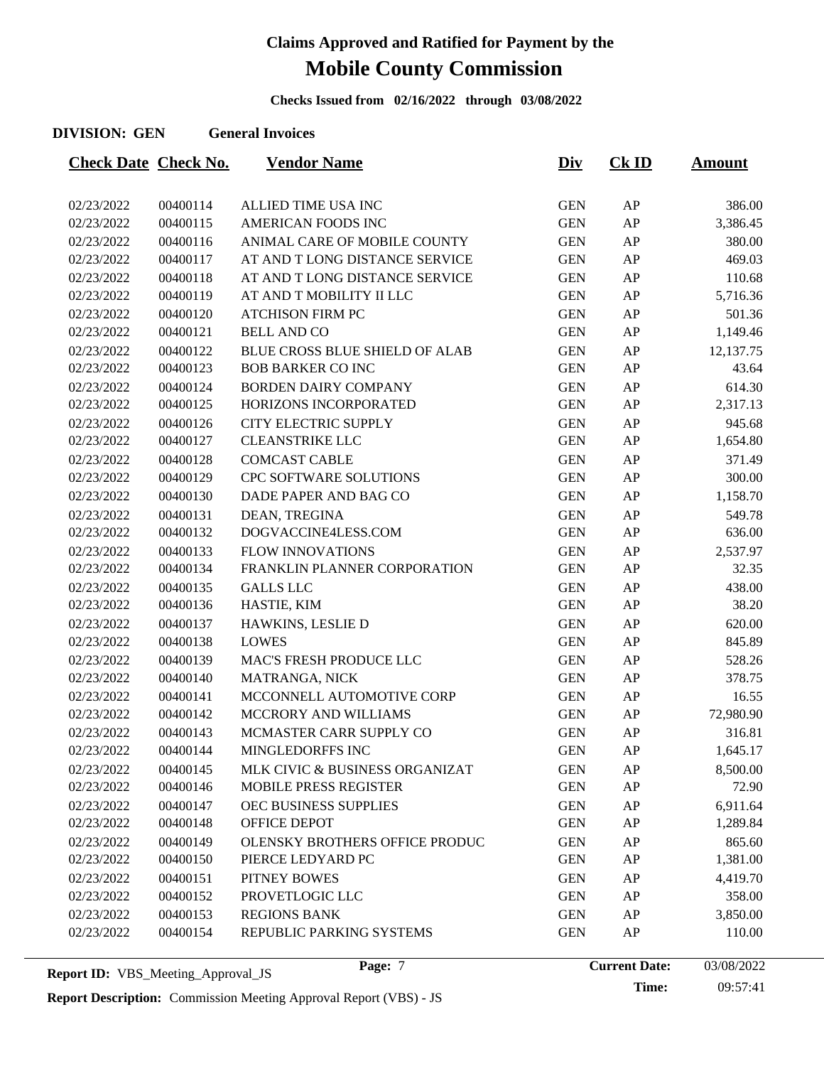# Claims Approved and Ratified for Payment by the

# Mobile County Commission

**Checks Issued from 02/16/2022 through 03/08/2022**

**DIVISION: GEN General Invoices**

| Check Date | Check No. | Vendor Name | Div | Ck ID | Amount |
|---|---|---|---|---|---|
| 02/23/2022 | 00400114 | ALLIED TIME USA INC | GEN | AP | 386.00 |
| 02/23/2022 | 00400115 | AMERICAN FOODS INC | GEN | AP | 3,386.45 |
| 02/23/2022 | 00400116 | ANIMAL CARE OF MOBILE COUNTY | GEN | AP | 380.00 |
| 02/23/2022 | 00400117 | AT AND T LONG DISTANCE SERVICE | GEN | AP | 469.03 |
| 02/23/2022 | 00400118 | AT AND T LONG DISTANCE SERVICE | GEN | AP | 110.68 |
| 02/23/2022 | 00400119 | AT AND T MOBILITY II LLC | GEN | AP | 5,716.36 |
| 02/23/2022 | 00400120 | ATCHISON FIRM PC | GEN | AP | 501.36 |
| 02/23/2022 | 00400121 | BELL AND CO | GEN | AP | 1,149.46 |
| 02/23/2022 | 00400122 | BLUE CROSS BLUE SHIELD OF ALAB | GEN | AP | 12,137.75 |
| 02/23/2022 | 00400123 | BOB BARKER CO INC | GEN | AP | 43.64 |
| 02/23/2022 | 00400124 | BORDEN DAIRY COMPANY | GEN | AP | 614.30 |
| 02/23/2022 | 00400125 | HORIZONS INCORPORATED | GEN | AP | 2,317.13 |
| 02/23/2022 | 00400126 | CITY ELECTRIC SUPPLY | GEN | AP | 945.68 |
| 02/23/2022 | 00400127 | CLEANSTRIKE LLC | GEN | AP | 1,654.80 |
| 02/23/2022 | 00400128 | COMCAST CABLE | GEN | AP | 371.49 |
| 02/23/2022 | 00400129 | CPC SOFTWARE SOLUTIONS | GEN | AP | 300.00 |
| 02/23/2022 | 00400130 | DADE PAPER AND BAG CO | GEN | AP | 1,158.70 |
| 02/23/2022 | 00400131 | DEAN, TREGINA | GEN | AP | 549.78 |
| 02/23/2022 | 00400132 | DOGVACCINE4LESS.COM | GEN | AP | 636.00 |
| 02/23/2022 | 00400133 | FLOW INNOVATIONS | GEN | AP | 2,537.97 |
| 02/23/2022 | 00400134 | FRANKLIN PLANNER CORPORATION | GEN | AP | 32.35 |
| 02/23/2022 | 00400135 | GALLS LLC | GEN | AP | 438.00 |
| 02/23/2022 | 00400136 | HASTIE, KIM | GEN | AP | 38.20 |
| 02/23/2022 | 00400137 | HAWKINS, LESLIE D | GEN | AP | 620.00 |
| 02/23/2022 | 00400138 | LOWES | GEN | AP | 845.89 |
| 02/23/2022 | 00400139 | MAC'S FRESH PRODUCE LLC | GEN | AP | 528.26 |
| 02/23/2022 | 00400140 | MATRANGA, NICK | GEN | AP | 378.75 |
| 02/23/2022 | 00400141 | MCCONNELL AUTOMOTIVE CORP | GEN | AP | 16.55 |
| 02/23/2022 | 00400142 | MCCRORY AND WILLIAMS | GEN | AP | 72,980.90 |
| 02/23/2022 | 00400143 | MCMASTER CARR SUPPLY CO | GEN | AP | 316.81 |
| 02/23/2022 | 00400144 | MINGLEDORFFS INC | GEN | AP | 1,645.17 |
| 02/23/2022 | 00400145 | MLK CIVIC & BUSINESS ORGANIZAT | GEN | AP | 8,500.00 |
| 02/23/2022 | 00400146 | MOBILE PRESS REGISTER | GEN | AP | 72.90 |
| 02/23/2022 | 00400147 | OEC BUSINESS SUPPLIES | GEN | AP | 6,911.64 |
| 02/23/2022 | 00400148 | OFFICE DEPOT | GEN | AP | 1,289.84 |
| 02/23/2022 | 00400149 | OLENSKY BROTHERS OFFICE PRODUC | GEN | AP | 865.60 |
| 02/23/2022 | 00400150 | PIERCE LEDYARD PC | GEN | AP | 1,381.00 |
| 02/23/2022 | 00400151 | PITNEY BOWES | GEN | AP | 4,419.70 |
| 02/23/2022 | 00400152 | PROVETLOGIC LLC | GEN | AP | 358.00 |
| 02/23/2022 | 00400153 | REGIONS BANK | GEN | AP | 3,850.00 |
| 02/23/2022 | 00400154 | REPUBLIC PARKING SYSTEMS | GEN | AP | 110.00 |

**Report ID:** VBS_Meeting_Approval_JS

**Current Date:** 03/08/2022

**Time:** 09:57:41

**Report Description:** Commission Meeting Approval Report (VBS) - JS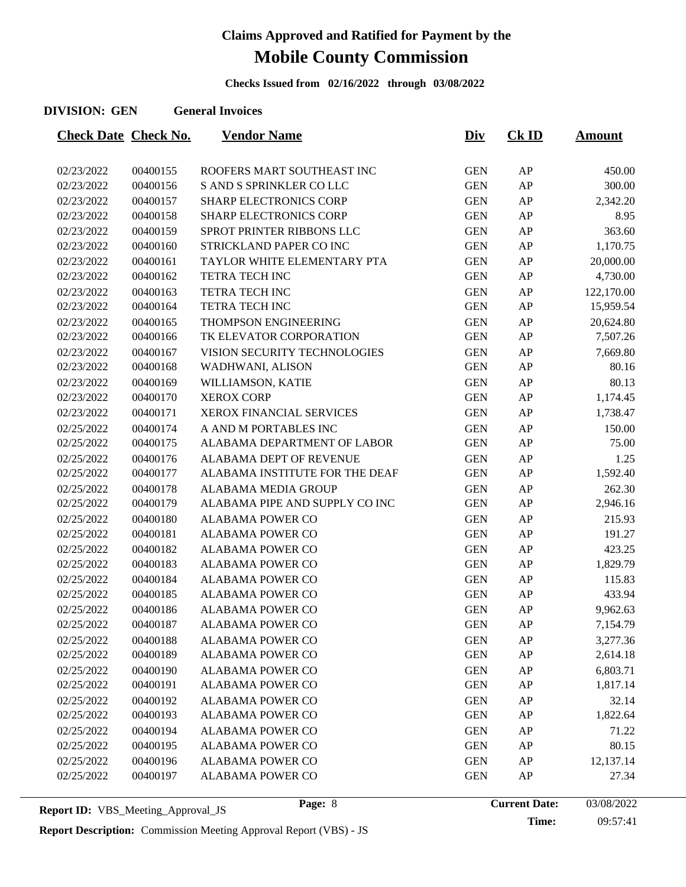# Claims Approved and Ratified for Payment by the

# Mobile County Commission

**Checks Issued from 02/16/2022 through 03/08/2022**

**DIVISION: GEN General Invoices**

| Check Date | Check No. | Vendor Name | Div | Ck ID | Amount |
|---|---|---|---|---|---|
| 02/23/2022 | 00400155 | ROOFERS MART SOUTHEAST INC | GEN | AP | 450.00 |
| 02/23/2022 | 00400156 | S AND S SPRINKLER CO LLC | GEN | AP | 300.00 |
| 02/23/2022 | 00400157 | SHARP ELECTRONICS CORP | GEN | AP | 2,342.20 |
| 02/23/2022 | 00400158 | SHARP ELECTRONICS CORP | GEN | AP | 8.95 |
| 02/23/2022 | 00400159 | SPROT PRINTER RIBBONS LLC | GEN | AP | 363.60 |
| 02/23/2022 | 00400160 | STRICKLAND PAPER CO INC | GEN | AP | 1,170.75 |
| 02/23/2022 | 00400161 | TAYLOR WHITE ELEMENTARY PTA | GEN | AP | 20,000.00 |
| 02/23/2022 | 00400162 | TETRA TECH INC | GEN | AP | 4,730.00 |
| 02/23/2022 | 00400163 | TETRA TECH INC | GEN | AP | 122,170.00 |
| 02/23/2022 | 00400164 | TETRA TECH INC | GEN | AP | 15,959.54 |
| 02/23/2022 | 00400165 | THOMPSON ENGINEERING | GEN | AP | 20,624.80 |
| 02/23/2022 | 00400166 | TK ELEVATOR CORPORATION | GEN | AP | 7,507.26 |
| 02/23/2022 | 00400167 | VISION SECURITY TECHNOLOGIES | GEN | AP | 7,669.80 |
| 02/23/2022 | 00400168 | WADHWANI, ALISON | GEN | AP | 80.16 |
| 02/23/2022 | 00400169 | WILLIAMSON, KATIE | GEN | AP | 80.13 |
| 02/23/2022 | 00400170 | XEROX CORP | GEN | AP | 1,174.45 |
| 02/23/2022 | 00400171 | XEROX FINANCIAL SERVICES | GEN | AP | 1,738.47 |
| 02/25/2022 | 00400174 | A AND M PORTABLES INC | GEN | AP | 150.00 |
| 02/25/2022 | 00400175 | ALABAMA DEPARTMENT OF LABOR | GEN | AP | 75.00 |
| 02/25/2022 | 00400176 | ALABAMA DEPT OF REVENUE | GEN | AP | 1.25 |
| 02/25/2022 | 00400177 | ALABAMA INSTITUTE FOR THE DEAF | GEN | AP | 1,592.40 |
| 02/25/2022 | 00400178 | ALABAMA MEDIA GROUP | GEN | AP | 262.30 |
| 02/25/2022 | 00400179 | ALABAMA PIPE AND SUPPLY CO INC | GEN | AP | 2,946.16 |
| 02/25/2022 | 00400180 | ALABAMA POWER CO | GEN | AP | 215.93 |
| 02/25/2022 | 00400181 | ALABAMA POWER CO | GEN | AP | 191.27 |
| 02/25/2022 | 00400182 | ALABAMA POWER CO | GEN | AP | 423.25 |
| 02/25/2022 | 00400183 | ALABAMA POWER CO | GEN | AP | 1,829.79 |
| 02/25/2022 | 00400184 | ALABAMA POWER CO | GEN | AP | 115.83 |
| 02/25/2022 | 00400185 | ALABAMA POWER CO | GEN | AP | 433.94 |
| 02/25/2022 | 00400186 | ALABAMA POWER CO | GEN | AP | 9,962.63 |
| 02/25/2022 | 00400187 | ALABAMA POWER CO | GEN | AP | 7,154.79 |
| 02/25/2022 | 00400188 | ALABAMA POWER CO | GEN | AP | 3,277.36 |
| 02/25/2022 | 00400189 | ALABAMA POWER CO | GEN | AP | 2,614.18 |
| 02/25/2022 | 00400190 | ALABAMA POWER CO | GEN | AP | 6,803.71 |
| 02/25/2022 | 00400191 | ALABAMA POWER CO | GEN | AP | 1,817.14 |
| 02/25/2022 | 00400192 | ALABAMA POWER CO | GEN | AP | 32.14 |
| 02/25/2022 | 00400193 | ALABAMA POWER CO | GEN | AP | 1,822.64 |
| 02/25/2022 | 00400194 | ALABAMA POWER CO | GEN | AP | 71.22 |
| 02/25/2022 | 00400195 | ALABAMA POWER CO | GEN | AP | 80.15 |
| 02/25/2022 | 00400196 | ALABAMA POWER CO | GEN | AP | 12,137.14 |
| 02/25/2022 | 00400197 | ALABAMA POWER CO | GEN | AP | 27.34 |

**Report ID:** VBS_Meeting_Approval_JS

**Current Date:** 03/08/2022

**Time:** 09:57:41

**Report Description:** Commission Meeting Approval Report (VBS) - JS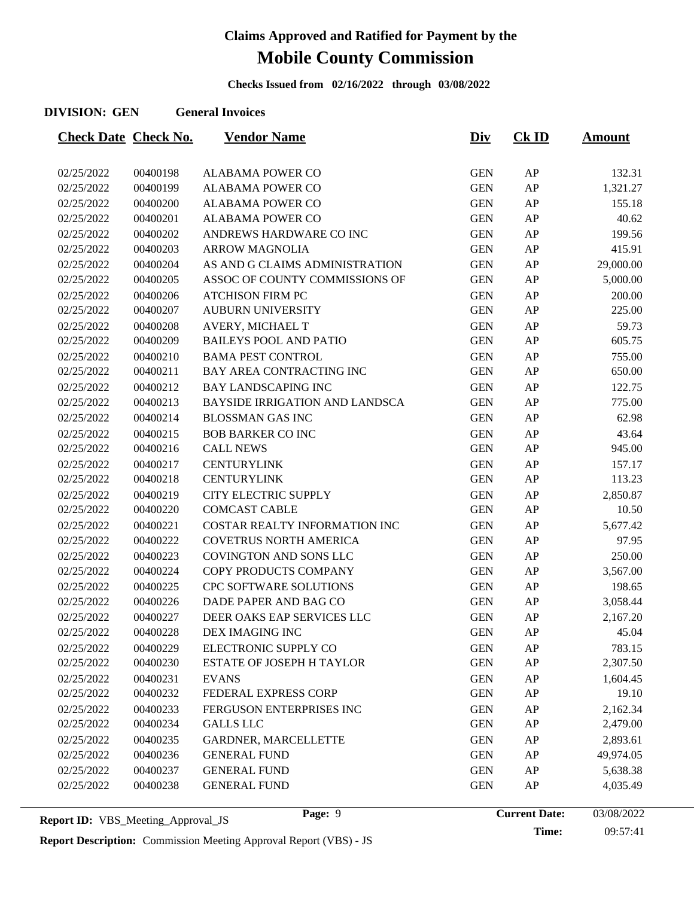# Claims Approved and Ratified for Payment by the

# Mobile County Commission

**Checks Issued from 02/16/2022 through 03/08/2022**

**DIVISION: GEN** **General Invoices**

| Check Date | Check No. | Vendor Name | Div | Ck ID | Amount |
|---|---|---|---|---|---|
| 02/25/2022 | 00400198 | ALABAMA POWER CO | GEN | AP | 132.31 |
| 02/25/2022 | 00400199 | ALABAMA POWER CO | GEN | AP | 1,321.27 |
| 02/25/2022 | 00400200 | ALABAMA POWER CO | GEN | AP | 155.18 |
| 02/25/2022 | 00400201 | ALABAMA POWER CO | GEN | AP | 40.62 |
| 02/25/2022 | 00400202 | ANDREWS HARDWARE CO INC | GEN | AP | 199.56 |
| 02/25/2022 | 00400203 | ARROW MAGNOLIA | GEN | AP | 415.91 |
| 02/25/2022 | 00400204 | AS AND G CLAIMS ADMINISTRATION | GEN | AP | 29,000.00 |
| 02/25/2022 | 00400205 | ASSOC OF COUNTY COMMISSIONS OF | GEN | AP | 5,000.00 |
| 02/25/2022 | 00400206 | ATCHISON FIRM PC | GEN | AP | 200.00 |
| 02/25/2022 | 00400207 | AUBURN UNIVERSITY | GEN | AP | 225.00 |
| 02/25/2022 | 00400208 | AVERY, MICHAEL T | GEN | AP | 59.73 |
| 02/25/2022 | 00400209 | BAILEYS POOL AND PATIO | GEN | AP | 605.75 |
| 02/25/2022 | 00400210 | BAMA PEST CONTROL | GEN | AP | 755.00 |
| 02/25/2022 | 00400211 | BAY AREA CONTRACTING INC | GEN | AP | 650.00 |
| 02/25/2022 | 00400212 | BAY LANDSCAPING INC | GEN | AP | 122.75 |
| 02/25/2022 | 00400213 | BAYSIDE IRRIGATION AND LANDSCA | GEN | AP | 775.00 |
| 02/25/2022 | 00400214 | BLOSSMAN GAS INC | GEN | AP | 62.98 |
| 02/25/2022 | 00400215 | BOB BARKER CO INC | GEN | AP | 43.64 |
| 02/25/2022 | 00400216 | CALL NEWS | GEN | AP | 945.00 |
| 02/25/2022 | 00400217 | CENTURYLINK | GEN | AP | 157.17 |
| 02/25/2022 | 00400218 | CENTURYLINK | GEN | AP | 113.23 |
| 02/25/2022 | 00400219 | CITY ELECTRIC SUPPLY | GEN | AP | 2,850.87 |
| 02/25/2022 | 00400220 | COMCAST CABLE | GEN | AP | 10.50 |
| 02/25/2022 | 00400221 | COSTAR REALTY INFORMATION INC | GEN | AP | 5,677.42 |
| 02/25/2022 | 00400222 | COVETRUS NORTH AMERICA | GEN | AP | 97.95 |
| 02/25/2022 | 00400223 | COVINGTON AND SONS LLC | GEN | AP | 250.00 |
| 02/25/2022 | 00400224 | COPY PRODUCTS COMPANY | GEN | AP | 3,567.00 |
| 02/25/2022 | 00400225 | CPC SOFTWARE SOLUTIONS | GEN | AP | 198.65 |
| 02/25/2022 | 00400226 | DADE PAPER AND BAG CO | GEN | AP | 3,058.44 |
| 02/25/2022 | 00400227 | DEER OAKS EAP SERVICES LLC | GEN | AP | 2,167.20 |
| 02/25/2022 | 00400228 | DEX IMAGING INC | GEN | AP | 45.04 |
| 02/25/2022 | 00400229 | ELECTRONIC SUPPLY CO | GEN | AP | 783.15 |
| 02/25/2022 | 00400230 | ESTATE OF JOSEPH H TAYLOR | GEN | AP | 2,307.50 |
| 02/25/2022 | 00400231 | EVANS | GEN | AP | 1,604.45 |
| 02/25/2022 | 00400232 | FEDERAL EXPRESS CORP | GEN | AP | 19.10 |
| 02/25/2022 | 00400233 | FERGUSON ENTERPRISES INC | GEN | AP | 2,162.34 |
| 02/25/2022 | 00400234 | GALLS LLC | GEN | AP | 2,479.00 |
| 02/25/2022 | 00400235 | GARDNER, MARCELLETTE | GEN | AP | 2,893.61 |
| 02/25/2022 | 00400236 | GENERAL FUND | GEN | AP | 49,974.05 |
| 02/25/2022 | 00400237 | GENERAL FUND | GEN | AP | 5,638.38 |
| 02/25/2022 | 00400238 | GENERAL FUND | GEN | AP | 4,035.49 |

**Report ID:** VBS_Meeting_Approval_JS **Current Date:** 03/08/2022 **Time:** 09:57:41

**Report Description:** Commission Meeting Approval Report (VBS) - JS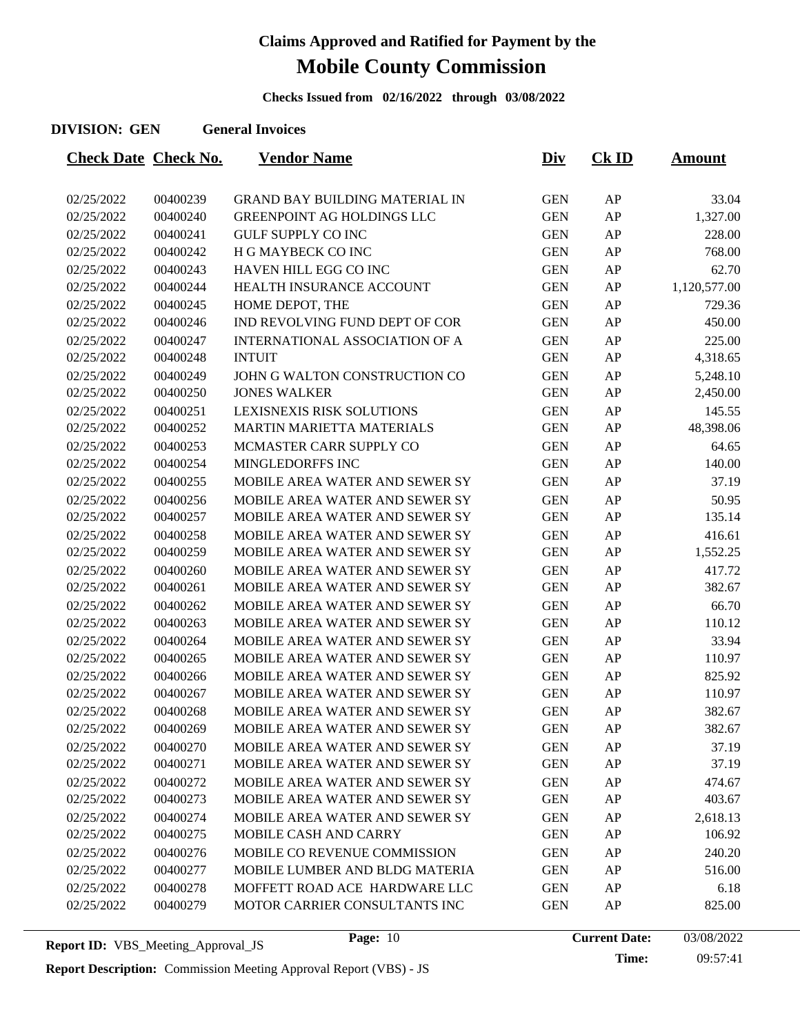# Claims Approved and Ratified for Payment by the

# Mobile County Commission

**Checks Issued from 02/16/2022 through 03/08/2022**

**DIVISION: GEN** **General Invoices**

| Check Date | Check No. | Vendor Name | Div | Ck ID | Amount |
|---|---|---|---|---|---|
| 02/25/2022 | 00400239 | GRAND BAY BUILDING MATERIAL IN | GEN | AP | 33.04 |
| 02/25/2022 | 00400240 | GREENPOINT AG HOLDINGS LLC | GEN | AP | 1,327.00 |
| 02/25/2022 | 00400241 | GULF SUPPLY CO INC | GEN | AP | 228.00 |
| 02/25/2022 | 00400242 | H G MAYBECK CO INC | GEN | AP | 768.00 |
| 02/25/2022 | 00400243 | HAVEN HILL EGG CO INC | GEN | AP | 62.70 |
| 02/25/2022 | 00400244 | HEALTH INSURANCE ACCOUNT | GEN | AP | 1,120,577.00 |
| 02/25/2022 | 00400245 | HOME DEPOT, THE | GEN | AP | 729.36 |
| 02/25/2022 | 00400246 | IND REVOLVING FUND DEPT OF COR | GEN | AP | 450.00 |
| 02/25/2022 | 00400247 | INTERNATIONAL ASSOCIATION OF A | GEN | AP | 225.00 |
| 02/25/2022 | 00400248 | INTUIT | GEN | AP | 4,318.65 |
| 02/25/2022 | 00400249 | JOHN G WALTON CONSTRUCTION CO | GEN | AP | 5,248.10 |
| 02/25/2022 | 00400250 | JONES WALKER | GEN | AP | 2,450.00 |
| 02/25/2022 | 00400251 | LEXISNEXIS RISK SOLUTIONS | GEN | AP | 145.55 |
| 02/25/2022 | 00400252 | MARTIN MARIETTA MATERIALS | GEN | AP | 48,398.06 |
| 02/25/2022 | 00400253 | MCMASTER CARR SUPPLY CO | GEN | AP | 64.65 |
| 02/25/2022 | 00400254 | MINGLEDORFFS INC | GEN | AP | 140.00 |
| 02/25/2022 | 00400255 | MOBILE AREA WATER AND SEWER SY | GEN | AP | 37.19 |
| 02/25/2022 | 00400256 | MOBILE AREA WATER AND SEWER SY | GEN | AP | 50.95 |
| 02/25/2022 | 00400257 | MOBILE AREA WATER AND SEWER SY | GEN | AP | 135.14 |
| 02/25/2022 | 00400258 | MOBILE AREA WATER AND SEWER SY | GEN | AP | 416.61 |
| 02/25/2022 | 00400259 | MOBILE AREA WATER AND SEWER SY | GEN | AP | 1,552.25 |
| 02/25/2022 | 00400260 | MOBILE AREA WATER AND SEWER SY | GEN | AP | 417.72 |
| 02/25/2022 | 00400261 | MOBILE AREA WATER AND SEWER SY | GEN | AP | 382.67 |
| 02/25/2022 | 00400262 | MOBILE AREA WATER AND SEWER SY | GEN | AP | 66.70 |
| 02/25/2022 | 00400263 | MOBILE AREA WATER AND SEWER SY | GEN | AP | 110.12 |
| 02/25/2022 | 00400264 | MOBILE AREA WATER AND SEWER SY | GEN | AP | 33.94 |
| 02/25/2022 | 00400265 | MOBILE AREA WATER AND SEWER SY | GEN | AP | 110.97 |
| 02/25/2022 | 00400266 | MOBILE AREA WATER AND SEWER SY | GEN | AP | 825.92 |
| 02/25/2022 | 00400267 | MOBILE AREA WATER AND SEWER SY | GEN | AP | 110.97 |
| 02/25/2022 | 00400268 | MOBILE AREA WATER AND SEWER SY | GEN | AP | 382.67 |
| 02/25/2022 | 00400269 | MOBILE AREA WATER AND SEWER SY | GEN | AP | 382.67 |
| 02/25/2022 | 00400270 | MOBILE AREA WATER AND SEWER SY | GEN | AP | 37.19 |
| 02/25/2022 | 00400271 | MOBILE AREA WATER AND SEWER SY | GEN | AP | 37.19 |
| 02/25/2022 | 00400272 | MOBILE AREA WATER AND SEWER SY | GEN | AP | 474.67 |
| 02/25/2022 | 00400273 | MOBILE AREA WATER AND SEWER SY | GEN | AP | 403.67 |
| 02/25/2022 | 00400274 | MOBILE AREA WATER AND SEWER SY | GEN | AP | 2,618.13 |
| 02/25/2022 | 00400275 | MOBILE CASH AND CARRY | GEN | AP | 106.92 |
| 02/25/2022 | 00400276 | MOBILE CO REVENUE COMMISSION | GEN | AP | 240.20 |
| 02/25/2022 | 00400277 | MOBILE LUMBER AND BLDG MATERIA | GEN | AP | 516.00 |
| 02/25/2022 | 00400278 | MOFFETT ROAD ACE HARDWARE LLC | GEN | AP | 6.18 |
| 02/25/2022 | 00400279 | MOTOR CARRIER CONSULTANTS INC | GEN | AP | 825.00 |

**Report ID:** VBS_Meeting_Approval_JS  **Page:** 10  **Current Date:** 03/08/2022  **Time:** 09:57:41

**Report Description:** Commission Meeting Approval Report (VBS) - JS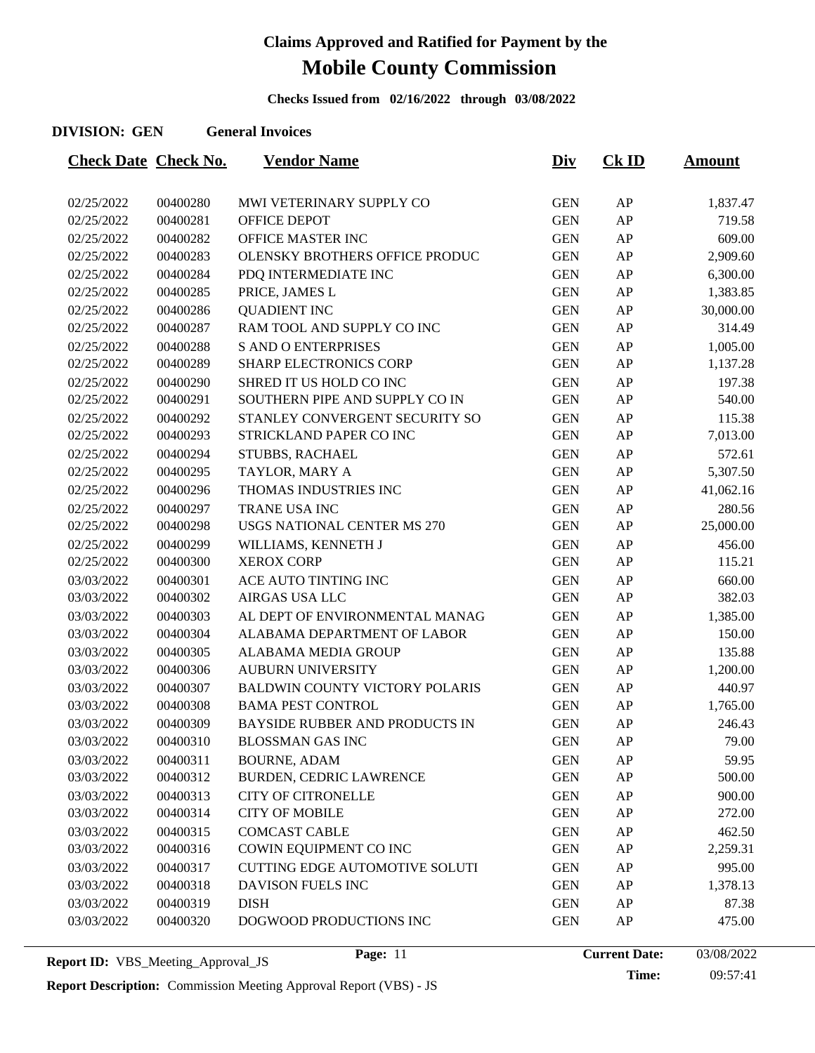# Claims Approved and Ratified for Payment by the

# Mobile County Commission

**Checks Issued from 02/16/2022 through 03/08/2022**

**DIVISION: GEN    General Invoices**

| Check Date | Check No. | Vendor Name | Div | Ck ID | Amount |
|---|---|---|---|---|---|
| 02/25/2022 | 00400280 | MWI VETERINARY SUPPLY CO | GEN | AP | 1,837.47 |
| 02/25/2022 | 00400281 | OFFICE DEPOT | GEN | AP | 719.58 |
| 02/25/2022 | 00400282 | OFFICE MASTER INC | GEN | AP | 609.00 |
| 02/25/2022 | 00400283 | OLENSKY BROTHERS OFFICE PRODUC | GEN | AP | 2,909.60 |
| 02/25/2022 | 00400284 | PDQ INTERMEDIATE INC | GEN | AP | 6,300.00 |
| 02/25/2022 | 00400285 | PRICE, JAMES L | GEN | AP | 1,383.85 |
| 02/25/2022 | 00400286 | QUADIENT INC | GEN | AP | 30,000.00 |
| 02/25/2022 | 00400287 | RAM TOOL AND SUPPLY CO INC | GEN | AP | 314.49 |
| 02/25/2022 | 00400288 | S AND O ENTERPRISES | GEN | AP | 1,005.00 |
| 02/25/2022 | 00400289 | SHARP ELECTRONICS CORP | GEN | AP | 1,137.28 |
| 02/25/2022 | 00400290 | SHRED IT US HOLD CO INC | GEN | AP | 197.38 |
| 02/25/2022 | 00400291 | SOUTHERN PIPE AND SUPPLY CO IN | GEN | AP | 540.00 |
| 02/25/2022 | 00400292 | STANLEY CONVERGENT SECURITY SO | GEN | AP | 115.38 |
| 02/25/2022 | 00400293 | STRICKLAND PAPER CO INC | GEN | AP | 7,013.00 |
| 02/25/2022 | 00400294 | STUBBS, RACHAEL | GEN | AP | 572.61 |
| 02/25/2022 | 00400295 | TAYLOR, MARY A | GEN | AP | 5,307.50 |
| 02/25/2022 | 00400296 | THOMAS INDUSTRIES INC | GEN | AP | 41,062.16 |
| 02/25/2022 | 00400297 | TRANE USA INC | GEN | AP | 280.56 |
| 02/25/2022 | 00400298 | USGS NATIONAL CENTER MS 270 | GEN | AP | 25,000.00 |
| 02/25/2022 | 00400299 | WILLIAMS, KENNETH J | GEN | AP | 456.00 |
| 02/25/2022 | 00400300 | XEROX CORP | GEN | AP | 115.21 |
| 03/03/2022 | 00400301 | ACE AUTO TINTING INC | GEN | AP | 660.00 |
| 03/03/2022 | 00400302 | AIRGAS USA LLC | GEN | AP | 382.03 |
| 03/03/2022 | 00400303 | AL DEPT OF ENVIRONMENTAL MANAG | GEN | AP | 1,385.00 |
| 03/03/2022 | 00400304 | ALABAMA DEPARTMENT OF LABOR | GEN | AP | 150.00 |
| 03/03/2022 | 00400305 | ALABAMA MEDIA GROUP | GEN | AP | 135.88 |
| 03/03/2022 | 00400306 | AUBURN UNIVERSITY | GEN | AP | 1,200.00 |
| 03/03/2022 | 00400307 | BALDWIN COUNTY VICTORY POLARIS | GEN | AP | 440.97 |
| 03/03/2022 | 00400308 | BAMA PEST CONTROL | GEN | AP | 1,765.00 |
| 03/03/2022 | 00400309 | BAYSIDE RUBBER AND PRODUCTS IN | GEN | AP | 246.43 |
| 03/03/2022 | 00400310 | BLOSSMAN GAS INC | GEN | AP | 79.00 |
| 03/03/2022 | 00400311 | BOURNE, ADAM | GEN | AP | 59.95 |
| 03/03/2022 | 00400312 | BURDEN, CEDRIC LAWRENCE | GEN | AP | 500.00 |
| 03/03/2022 | 00400313 | CITY OF CITRONELLE | GEN | AP | 900.00 |
| 03/03/2022 | 00400314 | CITY OF MOBILE | GEN | AP | 272.00 |
| 03/03/2022 | 00400315 | COMCAST CABLE | GEN | AP | 462.50 |
| 03/03/2022 | 00400316 | COWIN EQUIPMENT CO INC | GEN | AP | 2,259.31 |
| 03/03/2022 | 00400317 | CUTTING EDGE AUTOMOTIVE SOLUTI | GEN | AP | 995.00 |
| 03/03/2022 | 00400318 | DAVISON FUELS INC | GEN | AP | 1,378.13 |
| 03/03/2022 | 00400319 | DISH | GEN | AP | 87.38 |
| 03/03/2022 | 00400320 | DOGWOOD PRODUCTIONS INC | GEN | AP | 475.00 |

**Report ID:** VBS_Meeting_Approval_JS    **Current Date:** 03/08/2022    **Time:** 09:57:41

**Report Description:** Commission Meeting Approval Report (VBS) - JS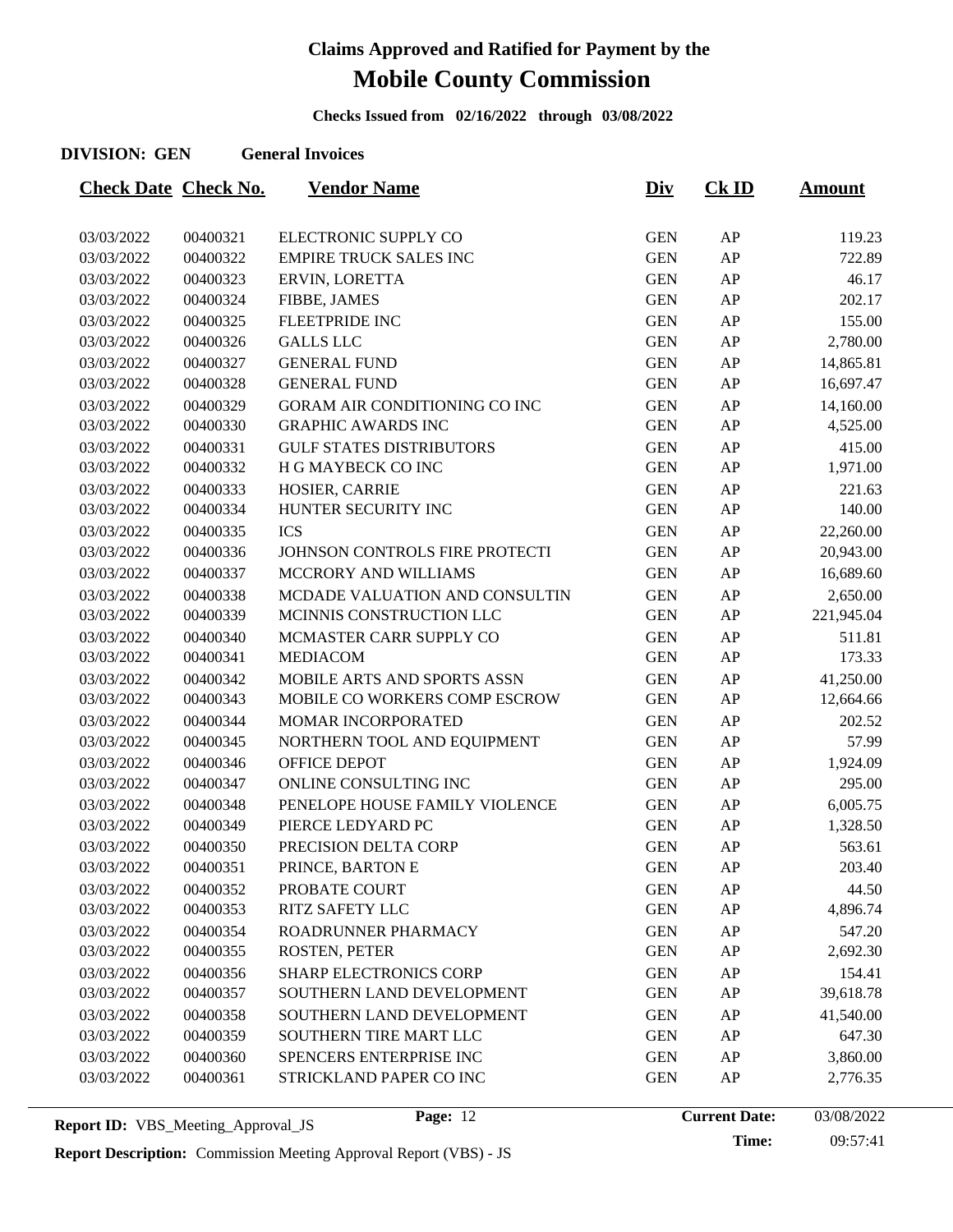# Claims Approved and Ratified for Payment by the

# Mobile County Commission

**Checks Issued from 02/16/2022 through 03/08/2022**

**DIVISION: GEN General Invoices**

| Check Date | Check No. | Vendor Name | Div | Ck ID | Amount |
|---|---|---|---|---|---|
| 03/03/2022 | 00400321 | ELECTRONIC SUPPLY CO | GEN | AP | 119.23 |
| 03/03/2022 | 00400322 | EMPIRE TRUCK SALES INC | GEN | AP | 722.89 |
| 03/03/2022 | 00400323 | ERVIN, LORETTA | GEN | AP | 46.17 |
| 03/03/2022 | 00400324 | FIBBE, JAMES | GEN | AP | 202.17 |
| 03/03/2022 | 00400325 | FLEETPRIDE INC | GEN | AP | 155.00 |
| 03/03/2022 | 00400326 | GALLS LLC | GEN | AP | 2,780.00 |
| 03/03/2022 | 00400327 | GENERAL FUND | GEN | AP | 14,865.81 |
| 03/03/2022 | 00400328 | GENERAL FUND | GEN | AP | 16,697.47 |
| 03/03/2022 | 00400329 | GORAM AIR CONDITIONING CO INC | GEN | AP | 14,160.00 |
| 03/03/2022 | 00400330 | GRAPHIC AWARDS INC | GEN | AP | 4,525.00 |
| 03/03/2022 | 00400331 | GULF STATES DISTRIBUTORS | GEN | AP | 415.00 |
| 03/03/2022 | 00400332 | H G MAYBECK CO INC | GEN | AP | 1,971.00 |
| 03/03/2022 | 00400333 | HOSIER, CARRIE | GEN | AP | 221.63 |
| 03/03/2022 | 00400334 | HUNTER SECURITY INC | GEN | AP | 140.00 |
| 03/03/2022 | 00400335 | ICS | GEN | AP | 22,260.00 |
| 03/03/2022 | 00400336 | JOHNSON CONTROLS FIRE PROTECTI | GEN | AP | 20,943.00 |
| 03/03/2022 | 00400337 | MCCRORY AND WILLIAMS | GEN | AP | 16,689.60 |
| 03/03/2022 | 00400338 | MCDADE VALUATION AND CONSULTIN | GEN | AP | 2,650.00 |
| 03/03/2022 | 00400339 | MCINNIS CONSTRUCTION LLC | GEN | AP | 221,945.04 |
| 03/03/2022 | 00400340 | MCMASTER CARR SUPPLY CO | GEN | AP | 511.81 |
| 03/03/2022 | 00400341 | MEDIACOM | GEN | AP | 173.33 |
| 03/03/2022 | 00400342 | MOBILE ARTS AND SPORTS ASSN | GEN | AP | 41,250.00 |
| 03/03/2022 | 00400343 | MOBILE CO WORKERS COMP ESCROW | GEN | AP | 12,664.66 |
| 03/03/2022 | 00400344 | MOMAR INCORPORATED | GEN | AP | 202.52 |
| 03/03/2022 | 00400345 | NORTHERN TOOL AND EQUIPMENT | GEN | AP | 57.99 |
| 03/03/2022 | 00400346 | OFFICE DEPOT | GEN | AP | 1,924.09 |
| 03/03/2022 | 00400347 | ONLINE CONSULTING INC | GEN | AP | 295.00 |
| 03/03/2022 | 00400348 | PENELOPE HOUSE FAMILY VIOLENCE | GEN | AP | 6,005.75 |
| 03/03/2022 | 00400349 | PIERCE LEDYARD PC | GEN | AP | 1,328.50 |
| 03/03/2022 | 00400350 | PRECISION DELTA CORP | GEN | AP | 563.61 |
| 03/03/2022 | 00400351 | PRINCE, BARTON E | GEN | AP | 203.40 |
| 03/03/2022 | 00400352 | PROBATE COURT | GEN | AP | 44.50 |
| 03/03/2022 | 00400353 | RITZ SAFETY LLC | GEN | AP | 4,896.74 |
| 03/03/2022 | 00400354 | ROADRUNNER PHARMACY | GEN | AP | 547.20 |
| 03/03/2022 | 00400355 | ROSTEN, PETER | GEN | AP | 2,692.30 |
| 03/03/2022 | 00400356 | SHARP ELECTRONICS CORP | GEN | AP | 154.41 |
| 03/03/2022 | 00400357 | SOUTHERN LAND DEVELOPMENT | GEN | AP | 39,618.78 |
| 03/03/2022 | 00400358 | SOUTHERN LAND DEVELOPMENT | GEN | AP | 41,540.00 |
| 03/03/2022 | 00400359 | SOUTHERN TIRE MART LLC | GEN | AP | 647.30 |
| 03/03/2022 | 00400360 | SPENCERS ENTERPRISE INC | GEN | AP | 3,860.00 |
| 03/03/2022 | 00400361 | STRICKLAND PAPER CO INC | GEN | AP | 2,776.35 |

**Report ID:** VBS_Meeting_Approval_JS **Current Date:** 03/08/2022 **Time:** 09:57:41

**Report Description:** Commission Meeting Approval Report (VBS) - JS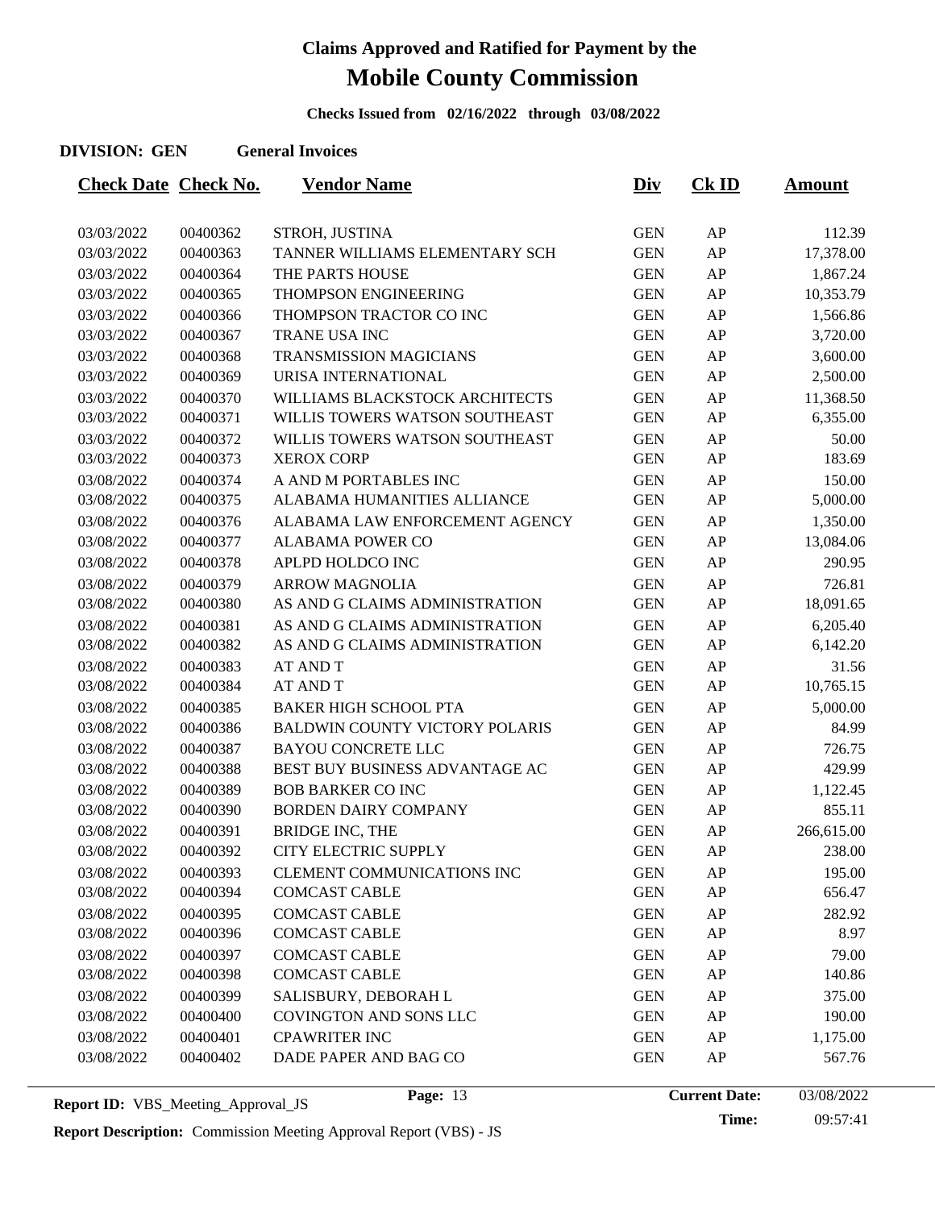# Claims Approved and Ratified for Payment by the

# Mobile County Commission

**Checks Issued from 02/16/2022 through 03/08/2022**

**DIVISION: GEN General Invoices**

| Check Date | Check No. | Vendor Name | Div | Ck ID | Amount |
|---|---|---|---|---|---|
| 03/03/2022 | 00400362 | STROH, JUSTINA | GEN | AP | 112.39 |
| 03/03/2022 | 00400363 | TANNER WILLIAMS ELEMENTARY SCH | GEN | AP | 17,378.00 |
| 03/03/2022 | 00400364 | THE PARTS HOUSE | GEN | AP | 1,867.24 |
| 03/03/2022 | 00400365 | THOMPSON ENGINEERING | GEN | AP | 10,353.79 |
| 03/03/2022 | 00400366 | THOMPSON TRACTOR CO INC | GEN | AP | 1,566.86 |
| 03/03/2022 | 00400367 | TRANE USA INC | GEN | AP | 3,720.00 |
| 03/03/2022 | 00400368 | TRANSMISSION MAGICIANS | GEN | AP | 3,600.00 |
| 03/03/2022 | 00400369 | URISA INTERNATIONAL | GEN | AP | 2,500.00 |
| 03/03/2022 | 00400370 | WILLIAMS BLACKSTOCK ARCHITECTS | GEN | AP | 11,368.50 |
| 03/03/2022 | 00400371 | WILLIS TOWERS WATSON SOUTHEAST | GEN | AP | 6,355.00 |
| 03/03/2022 | 00400372 | WILLIS TOWERS WATSON SOUTHEAST | GEN | AP | 50.00 |
| 03/03/2022 | 00400373 | XEROX CORP | GEN | AP | 183.69 |
| 03/08/2022 | 00400374 | A AND M PORTABLES INC | GEN | AP | 150.00 |
| 03/08/2022 | 00400375 | ALABAMA HUMANITIES ALLIANCE | GEN | AP | 5,000.00 |
| 03/08/2022 | 00400376 | ALABAMA LAW ENFORCEMENT AGENCY | GEN | AP | 1,350.00 |
| 03/08/2022 | 00400377 | ALABAMA POWER CO | GEN | AP | 13,084.06 |
| 03/08/2022 | 00400378 | APLPD HOLDCO INC | GEN | AP | 290.95 |
| 03/08/2022 | 00400379 | ARROW MAGNOLIA | GEN | AP | 726.81 |
| 03/08/2022 | 00400380 | AS AND G CLAIMS ADMINISTRATION | GEN | AP | 18,091.65 |
| 03/08/2022 | 00400381 | AS AND G CLAIMS ADMINISTRATION | GEN | AP | 6,205.40 |
| 03/08/2022 | 00400382 | AS AND G CLAIMS ADMINISTRATION | GEN | AP | 6,142.20 |
| 03/08/2022 | 00400383 | AT AND T | GEN | AP | 31.56 |
| 03/08/2022 | 00400384 | AT AND T | GEN | AP | 10,765.15 |
| 03/08/2022 | 00400385 | BAKER HIGH SCHOOL PTA | GEN | AP | 5,000.00 |
| 03/08/2022 | 00400386 | BALDWIN COUNTY VICTORY POLARIS | GEN | AP | 84.99 |
| 03/08/2022 | 00400387 | BAYOU CONCRETE LLC | GEN | AP | 726.75 |
| 03/08/2022 | 00400388 | BEST BUY BUSINESS ADVANTAGE AC | GEN | AP | 429.99 |
| 03/08/2022 | 00400389 | BOB BARKER CO INC | GEN | AP | 1,122.45 |
| 03/08/2022 | 00400390 | BORDEN DAIRY COMPANY | GEN | AP | 855.11 |
| 03/08/2022 | 00400391 | BRIDGE INC, THE | GEN | AP | 266,615.00 |
| 03/08/2022 | 00400392 | CITY ELECTRIC SUPPLY | GEN | AP | 238.00 |
| 03/08/2022 | 00400393 | CLEMENT COMMUNICATIONS INC | GEN | AP | 195.00 |
| 03/08/2022 | 00400394 | COMCAST CABLE | GEN | AP | 656.47 |
| 03/08/2022 | 00400395 | COMCAST CABLE | GEN | AP | 282.92 |
| 03/08/2022 | 00400396 | COMCAST CABLE | GEN | AP | 8.97 |
| 03/08/2022 | 00400397 | COMCAST CABLE | GEN | AP | 79.00 |
| 03/08/2022 | 00400398 | COMCAST CABLE | GEN | AP | 140.86 |
| 03/08/2022 | 00400399 | SALISBURY, DEBORAH L | GEN | AP | 375.00 |
| 03/08/2022 | 00400400 | COVINGTON AND SONS LLC | GEN | AP | 190.00 |
| 03/08/2022 | 00400401 | CPAWRITER INC | GEN | AP | 1,175.00 |
| 03/08/2022 | 00400402 | DADE PAPER AND BAG CO | GEN | AP | 567.76 |

**Report ID:** VBS_Meeting_Approval_JS **Current Date:** 03/08/2022 **Time:** 09:57:41

**Report Description:** Commission Meeting Approval Report (VBS) - JS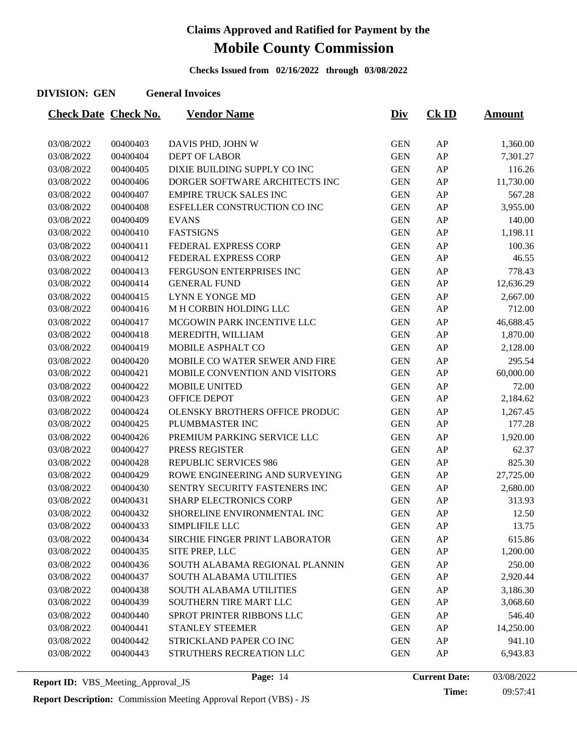# Claims Approved and Ratified for Payment by the

# Mobile County Commission

**Checks Issued from 02/16/2022 through 03/08/2022**

**DIVISION: GEN General Invoices**

| Check Date | Check No. | Vendor Name | Div | Ck ID | Amount |
|---|---|---|---|---|---|
| 03/08/2022 | 00400403 | DAVIS PHD, JOHN W | GEN | AP | 1,360.00 |
| 03/08/2022 | 00400404 | DEPT OF LABOR | GEN | AP | 7,301.27 |
| 03/08/2022 | 00400405 | DIXIE BUILDING SUPPLY CO INC | GEN | AP | 116.26 |
| 03/08/2022 | 00400406 | DORGER SOFTWARE ARCHITECTS INC | GEN | AP | 11,730.00 |
| 03/08/2022 | 00400407 | EMPIRE TRUCK SALES INC | GEN | AP | 567.28 |
| 03/08/2022 | 00400408 | ESFELLER CONSTRUCTION CO INC | GEN | AP | 3,955.00 |
| 03/08/2022 | 00400409 | EVANS | GEN | AP | 140.00 |
| 03/08/2022 | 00400410 | FASTSIGNS | GEN | AP | 1,198.11 |
| 03/08/2022 | 00400411 | FEDERAL EXPRESS CORP | GEN | AP | 100.36 |
| 03/08/2022 | 00400412 | FEDERAL EXPRESS CORP | GEN | AP | 46.55 |
| 03/08/2022 | 00400413 | FERGUSON ENTERPRISES INC | GEN | AP | 778.43 |
| 03/08/2022 | 00400414 | GENERAL FUND | GEN | AP | 12,636.29 |
| 03/08/2022 | 00400415 | LYNN E YONGE MD | GEN | AP | 2,667.00 |
| 03/08/2022 | 00400416 | M H CORBIN HOLDING LLC | GEN | AP | 712.00 |
| 03/08/2022 | 00400417 | MCGOWIN PARK INCENTIVE LLC | GEN | AP | 46,688.45 |
| 03/08/2022 | 00400418 | MEREDITH, WILLIAM | GEN | AP | 1,870.00 |
| 03/08/2022 | 00400419 | MOBILE ASPHALT CO | GEN | AP | 2,128.00 |
| 03/08/2022 | 00400420 | MOBILE CO WATER SEWER AND FIRE | GEN | AP | 295.54 |
| 03/08/2022 | 00400421 | MOBILE CONVENTION AND VISITORS | GEN | AP | 60,000.00 |
| 03/08/2022 | 00400422 | MOBILE UNITED | GEN | AP | 72.00 |
| 03/08/2022 | 00400423 | OFFICE DEPOT | GEN | AP | 2,184.62 |
| 03/08/2022 | 00400424 | OLENSKY BROTHERS OFFICE PRODUC | GEN | AP | 1,267.45 |
| 03/08/2022 | 00400425 | PLUMBMASTER INC | GEN | AP | 177.28 |
| 03/08/2022 | 00400426 | PREMIUM PARKING SERVICE LLC | GEN | AP | 1,920.00 |
| 03/08/2022 | 00400427 | PRESS REGISTER | GEN | AP | 62.37 |
| 03/08/2022 | 00400428 | REPUBLIC SERVICES 986 | GEN | AP | 825.30 |
| 03/08/2022 | 00400429 | ROWE ENGINEERING AND SURVEYING | GEN | AP | 27,725.00 |
| 03/08/2022 | 00400430 | SENTRY SECURITY FASTENERS INC | GEN | AP | 2,680.00 |
| 03/08/2022 | 00400431 | SHARP ELECTRONICS CORP | GEN | AP | 313.93 |
| 03/08/2022 | 00400432 | SHORELINE ENVIRONMENTAL INC | GEN | AP | 12.50 |
| 03/08/2022 | 00400433 | SIMPLIFILE LLC | GEN | AP | 13.75 |
| 03/08/2022 | 00400434 | SIRCHIE FINGER PRINT LABORATOR | GEN | AP | 615.86 |
| 03/08/2022 | 00400435 | SITE PREP, LLC | GEN | AP | 1,200.00 |
| 03/08/2022 | 00400436 | SOUTH ALABAMA REGIONAL PLANNIN | GEN | AP | 250.00 |
| 03/08/2022 | 00400437 | SOUTH ALABAMA UTILITIES | GEN | AP | 2,920.44 |
| 03/08/2022 | 00400438 | SOUTH ALABAMA UTILITIES | GEN | AP | 3,186.30 |
| 03/08/2022 | 00400439 | SOUTHERN TIRE MART LLC | GEN | AP | 3,068.60 |
| 03/08/2022 | 00400440 | SPROT PRINTER RIBBONS LLC | GEN | AP | 546.40 |
| 03/08/2022 | 00400441 | STANLEY STEEMER | GEN | AP | 14,250.00 |
| 03/08/2022 | 00400442 | STRICKLAND PAPER CO INC | GEN | AP | 941.10 |
| 03/08/2022 | 00400443 | STRUTHERS RECREATION LLC | GEN | AP | 6,943.83 |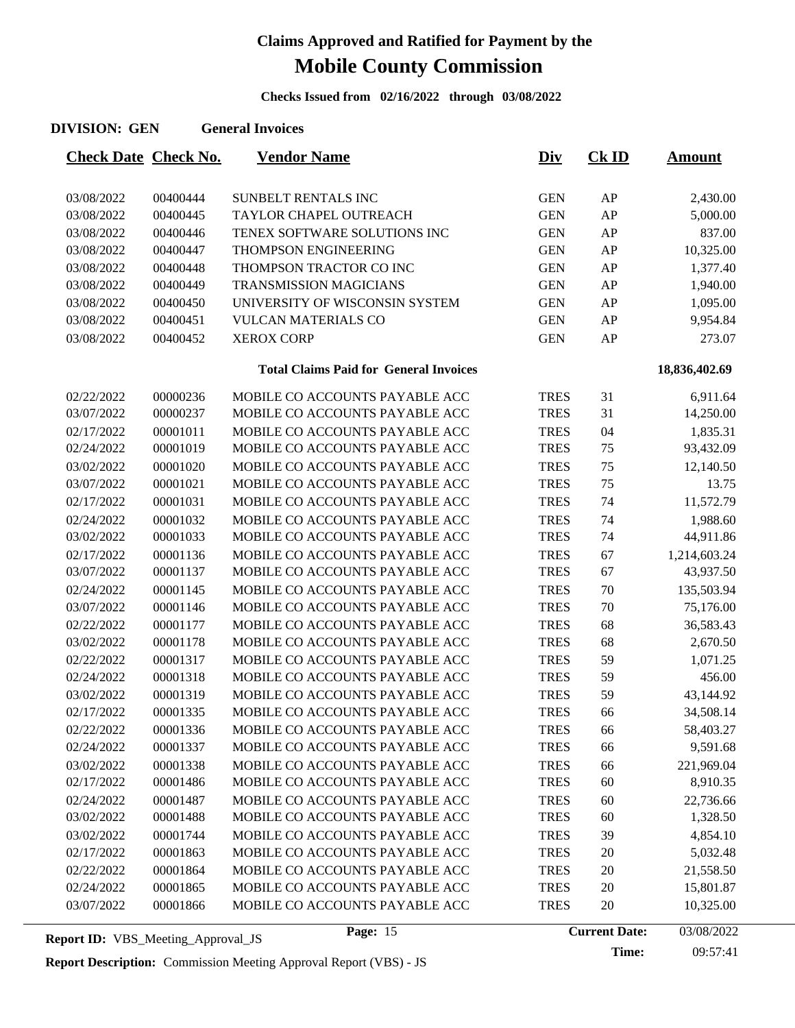# Claims Approved and Ratified for Payment by the

# Mobile County Commission

**Checks Issued from 02/16/2022 through 03/08/2022**

**DIVISION: GEN General Invoices**

| Check Date | Check No. | Vendor Name | Div | Ck ID | Amount |
|---|---|---|---|---|---|
| 03/08/2022 | 00400444 | SUNBELT RENTALS INC | GEN | AP | 2,430.00 |
| 03/08/2022 | 00400445 | TAYLOR CHAPEL OUTREACH | GEN | AP | 5,000.00 |
| 03/08/2022 | 00400446 | TENEX SOFTWARE SOLUTIONS INC | GEN | AP | 837.00 |
| 03/08/2022 | 00400447 | THOMPSON ENGINEERING | GEN | AP | 10,325.00 |
| 03/08/2022 | 00400448 | THOMPSON TRACTOR CO INC | GEN | AP | 1,377.40 |
| 03/08/2022 | 00400449 | TRANSMISSION MAGICIANS | GEN | AP | 1,940.00 |
| 03/08/2022 | 00400450 | UNIVERSITY OF WISCONSIN SYSTEM | GEN | AP | 1,095.00 |
| 03/08/2022 | 00400451 | VULCAN MATERIALS CO | GEN | AP | 9,954.84 |
| 03/08/2022 | 00400452 | XEROX CORP | GEN | AP | 273.07 |
| | | **Total Claims Paid for General Invoices** | | | **18,836,402.69** |
| 02/22/2022 | 00000236 | MOBILE CO ACCOUNTS PAYABLE ACC | TRES | 31 | 6,911.64 |
| 03/07/2022 | 00000237 | MOBILE CO ACCOUNTS PAYABLE ACC | TRES | 31 | 14,250.00 |
| 02/17/2022 | 00001011 | MOBILE CO ACCOUNTS PAYABLE ACC | TRES | 04 | 1,835.31 |
| 02/24/2022 | 00001019 | MOBILE CO ACCOUNTS PAYABLE ACC | TRES | 75 | 93,432.09 |
| 03/02/2022 | 00001020 | MOBILE CO ACCOUNTS PAYABLE ACC | TRES | 75 | 12,140.50 |
| 03/07/2022 | 00001021 | MOBILE CO ACCOUNTS PAYABLE ACC | TRES | 75 | 13.75 |
| 02/17/2022 | 00001031 | MOBILE CO ACCOUNTS PAYABLE ACC | TRES | 74 | 11,572.79 |
| 02/24/2022 | 00001032 | MOBILE CO ACCOUNTS PAYABLE ACC | TRES | 74 | 1,988.60 |
| 03/02/2022 | 00001033 | MOBILE CO ACCOUNTS PAYABLE ACC | TRES | 74 | 44,911.86 |
| 02/17/2022 | 00001136 | MOBILE CO ACCOUNTS PAYABLE ACC | TRES | 67 | 1,214,603.24 |
| 03/07/2022 | 00001137 | MOBILE CO ACCOUNTS PAYABLE ACC | TRES | 67 | 43,937.50 |
| 02/24/2022 | 00001145 | MOBILE CO ACCOUNTS PAYABLE ACC | TRES | 70 | 135,503.94 |
| 03/07/2022 | 00001146 | MOBILE CO ACCOUNTS PAYABLE ACC | TRES | 70 | 75,176.00 |
| 02/22/2022 | 00001177 | MOBILE CO ACCOUNTS PAYABLE ACC | TRES | 68 | 36,583.43 |
| 03/02/2022 | 00001178 | MOBILE CO ACCOUNTS PAYABLE ACC | TRES | 68 | 2,670.50 |
| 02/22/2022 | 00001317 | MOBILE CO ACCOUNTS PAYABLE ACC | TRES | 59 | 1,071.25 |
| 02/24/2022 | 00001318 | MOBILE CO ACCOUNTS PAYABLE ACC | TRES | 59 | 456.00 |
| 03/02/2022 | 00001319 | MOBILE CO ACCOUNTS PAYABLE ACC | TRES | 59 | 43,144.92 |
| 02/17/2022 | 00001335 | MOBILE CO ACCOUNTS PAYABLE ACC | TRES | 66 | 34,508.14 |
| 02/22/2022 | 00001336 | MOBILE CO ACCOUNTS PAYABLE ACC | TRES | 66 | 58,403.27 |
| 02/24/2022 | 00001337 | MOBILE CO ACCOUNTS PAYABLE ACC | TRES | 66 | 9,591.68 |
| 03/02/2022 | 00001338 | MOBILE CO ACCOUNTS PAYABLE ACC | TRES | 66 | 221,969.04 |
| 02/17/2022 | 00001486 | MOBILE CO ACCOUNTS PAYABLE ACC | TRES | 60 | 8,910.35 |
| 02/24/2022 | 00001487 | MOBILE CO ACCOUNTS PAYABLE ACC | TRES | 60 | 22,736.66 |
| 03/02/2022 | 00001488 | MOBILE CO ACCOUNTS PAYABLE ACC | TRES | 60 | 1,328.50 |
| 03/02/2022 | 00001744 | MOBILE CO ACCOUNTS PAYABLE ACC | TRES | 39 | 4,854.10 |
| 02/17/2022 | 00001863 | MOBILE CO ACCOUNTS PAYABLE ACC | TRES | 20 | 5,032.48 |
| 02/22/2022 | 00001864 | MOBILE CO ACCOUNTS PAYABLE ACC | TRES | 20 | 21,558.50 |
| 02/24/2022 | 00001865 | MOBILE CO ACCOUNTS PAYABLE ACC | TRES | 20 | 15,801.87 |
| 03/07/2022 | 00001866 | MOBILE CO ACCOUNTS PAYABLE ACC | TRES | 20 | 10,325.00 |

**Report ID:** VBS_Meeting_Approval_JS **Current Date:** 03/08/2022 **Time:** 09:57:41

**Report Description:** Commission Meeting Approval Report (VBS) - JS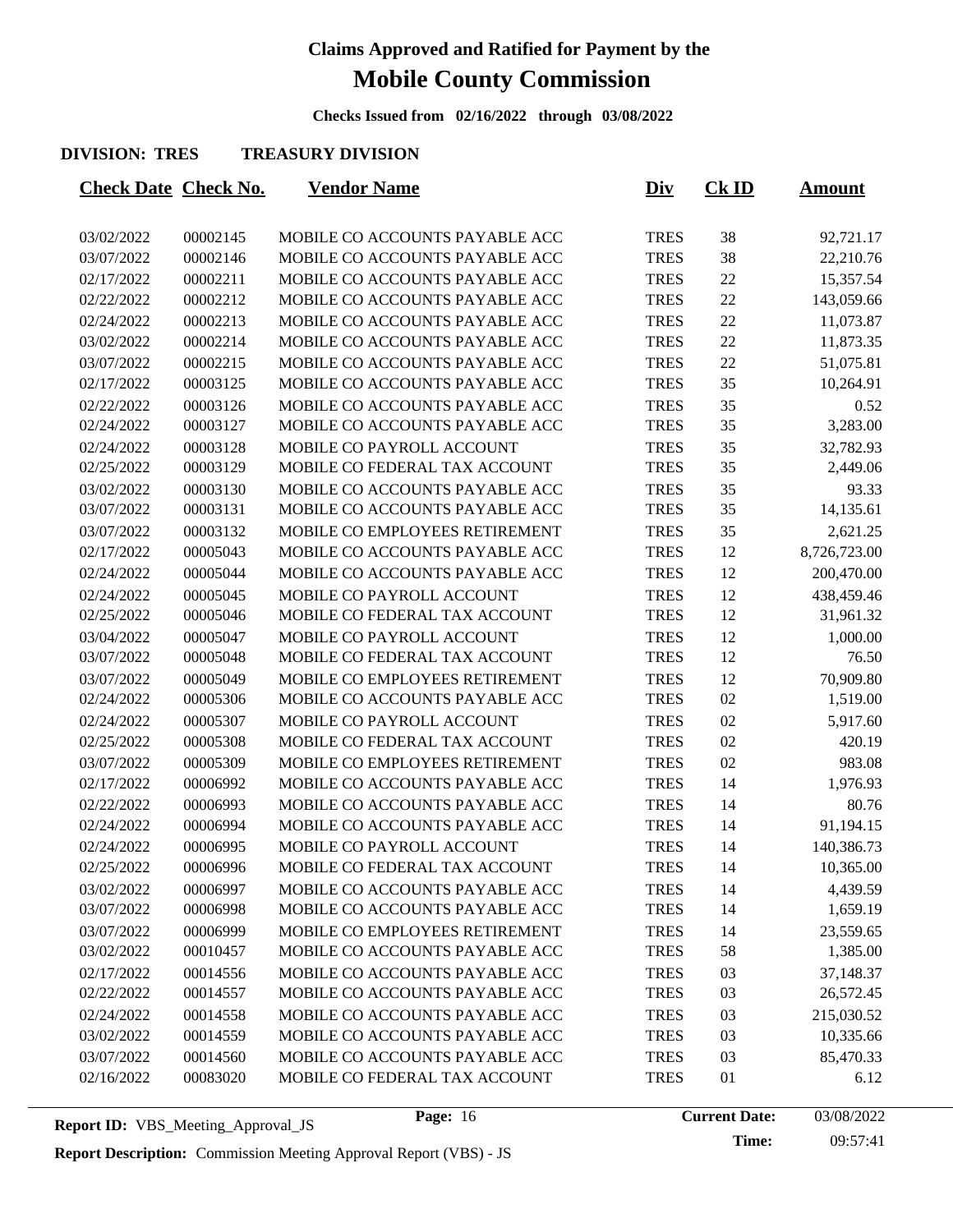# Claims Approved and Ratified for Payment by the

# Mobile County Commission

**Checks Issued from 02/16/2022 through 03/08/2022**

**DIVISION: TRES TREASURY DIVISION**

| Check Date | Check No. | Vendor Name | Div | Ck ID | Amount |
|---|---|---|---|---|---|
| 03/02/2022 | 00002145 | MOBILE CO ACCOUNTS PAYABLE ACC | TRES | 38 | 92,721.17 |
| 03/07/2022 | 00002146 | MOBILE CO ACCOUNTS PAYABLE ACC | TRES | 38 | 22,210.76 |
| 02/17/2022 | 00002211 | MOBILE CO ACCOUNTS PAYABLE ACC | TRES | 22 | 15,357.54 |
| 02/22/2022 | 00002212 | MOBILE CO ACCOUNTS PAYABLE ACC | TRES | 22 | 143,059.66 |
| 02/24/2022 | 00002213 | MOBILE CO ACCOUNTS PAYABLE ACC | TRES | 22 | 11,073.87 |
| 03/02/2022 | 00002214 | MOBILE CO ACCOUNTS PAYABLE ACC | TRES | 22 | 11,873.35 |
| 03/07/2022 | 00002215 | MOBILE CO ACCOUNTS PAYABLE ACC | TRES | 22 | 51,075.81 |
| 02/17/2022 | 00003125 | MOBILE CO ACCOUNTS PAYABLE ACC | TRES | 35 | 10,264.91 |
| 02/22/2022 | 00003126 | MOBILE CO ACCOUNTS PAYABLE ACC | TRES | 35 | 0.52 |
| 02/24/2022 | 00003127 | MOBILE CO ACCOUNTS PAYABLE ACC | TRES | 35 | 3,283.00 |
| 02/24/2022 | 00003128 | MOBILE CO PAYROLL ACCOUNT | TRES | 35 | 32,782.93 |
| 02/25/2022 | 00003129 | MOBILE CO FEDERAL TAX ACCOUNT | TRES | 35 | 2,449.06 |
| 03/02/2022 | 00003130 | MOBILE CO ACCOUNTS PAYABLE ACC | TRES | 35 | 93.33 |
| 03/07/2022 | 00003131 | MOBILE CO ACCOUNTS PAYABLE ACC | TRES | 35 | 14,135.61 |
| 03/07/2022 | 00003132 | MOBILE CO EMPLOYEES RETIREMENT | TRES | 35 | 2,621.25 |
| 02/17/2022 | 00005043 | MOBILE CO ACCOUNTS PAYABLE ACC | TRES | 12 | 8,726,723.00 |
| 02/24/2022 | 00005044 | MOBILE CO ACCOUNTS PAYABLE ACC | TRES | 12 | 200,470.00 |
| 02/24/2022 | 00005045 | MOBILE CO PAYROLL ACCOUNT | TRES | 12 | 438,459.46 |
| 02/25/2022 | 00005046 | MOBILE CO FEDERAL TAX ACCOUNT | TRES | 12 | 31,961.32 |
| 03/04/2022 | 00005047 | MOBILE CO PAYROLL ACCOUNT | TRES | 12 | 1,000.00 |
| 03/07/2022 | 00005048 | MOBILE CO FEDERAL TAX ACCOUNT | TRES | 12 | 76.50 |
| 03/07/2022 | 00005049 | MOBILE CO EMPLOYEES RETIREMENT | TRES | 12 | 70,909.80 |
| 02/24/2022 | 00005306 | MOBILE CO ACCOUNTS PAYABLE ACC | TRES | 02 | 1,519.00 |
| 02/24/2022 | 00005307 | MOBILE CO PAYROLL ACCOUNT | TRES | 02 | 5,917.60 |
| 02/25/2022 | 00005308 | MOBILE CO FEDERAL TAX ACCOUNT | TRES | 02 | 420.19 |
| 03/07/2022 | 00005309 | MOBILE CO EMPLOYEES RETIREMENT | TRES | 02 | 983.08 |
| 02/17/2022 | 00006992 | MOBILE CO ACCOUNTS PAYABLE ACC | TRES | 14 | 1,976.93 |
| 02/22/2022 | 00006993 | MOBILE CO ACCOUNTS PAYABLE ACC | TRES | 14 | 80.76 |
| 02/24/2022 | 00006994 | MOBILE CO ACCOUNTS PAYABLE ACC | TRES | 14 | 91,194.15 |
| 02/24/2022 | 00006995 | MOBILE CO PAYROLL ACCOUNT | TRES | 14 | 140,386.73 |
| 02/25/2022 | 00006996 | MOBILE CO FEDERAL TAX ACCOUNT | TRES | 14 | 10,365.00 |
| 03/02/2022 | 00006997 | MOBILE CO ACCOUNTS PAYABLE ACC | TRES | 14 | 4,439.59 |
| 03/07/2022 | 00006998 | MOBILE CO ACCOUNTS PAYABLE ACC | TRES | 14 | 1,659.19 |
| 03/07/2022 | 00006999 | MOBILE CO EMPLOYEES RETIREMENT | TRES | 14 | 23,559.65 |
| 03/02/2022 | 00010457 | MOBILE CO ACCOUNTS PAYABLE ACC | TRES | 58 | 1,385.00 |
| 02/17/2022 | 00014556 | MOBILE CO ACCOUNTS PAYABLE ACC | TRES | 03 | 37,148.37 |
| 02/22/2022 | 00014557 | MOBILE CO ACCOUNTS PAYABLE ACC | TRES | 03 | 26,572.45 |
| 02/24/2022 | 00014558 | MOBILE CO ACCOUNTS PAYABLE ACC | TRES | 03 | 215,030.52 |
| 03/02/2022 | 00014559 | MOBILE CO ACCOUNTS PAYABLE ACC | TRES | 03 | 10,335.66 |
| 03/07/2022 | 00014560 | MOBILE CO ACCOUNTS PAYABLE ACC | TRES | 03 | 85,470.33 |
| 02/16/2022 | 00083020 | MOBILE CO FEDERAL TAX ACCOUNT | TRES | 01 | 6.12 |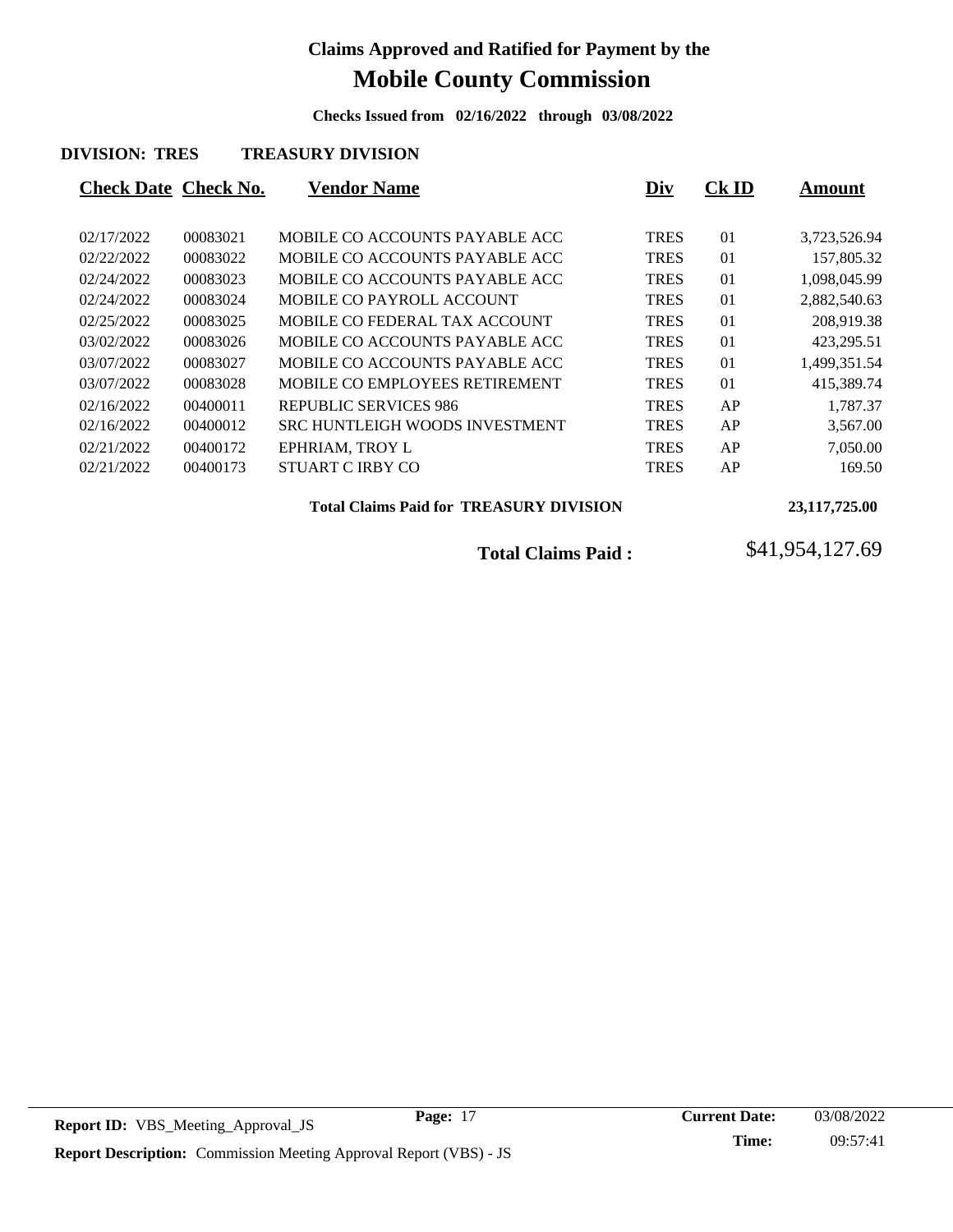# Claims Approved and Ratified for Payment by the

# Mobile County Commission

**Checks Issued from 02/16/2022 through 03/08/2022**

**DIVISION: TRES TREASURY DIVISION**

| Check Date | Check No. | Vendor Name | Div | Ck ID | Amount |
|---|---|---|---|---|---|
| 02/17/2022 | 00083021 | MOBILE CO ACCOUNTS PAYABLE ACC | TRES | 01 | 3,723,526.94 |
| 02/22/2022 | 00083022 | MOBILE CO ACCOUNTS PAYABLE ACC | TRES | 01 | 157,805.32 |
| 02/24/2022 | 00083023 | MOBILE CO ACCOUNTS PAYABLE ACC | TRES | 01 | 1,098,045.99 |
| 02/24/2022 | 00083024 | MOBILE CO PAYROLL ACCOUNT | TRES | 01 | 2,882,540.63 |
| 02/25/2022 | 00083025 | MOBILE CO FEDERAL TAX ACCOUNT | TRES | 01 | 208,919.38 |
| 03/02/2022 | 00083026 | MOBILE CO ACCOUNTS PAYABLE ACC | TRES | 01 | 423,295.51 |
| 03/07/2022 | 00083027 | MOBILE CO ACCOUNTS PAYABLE ACC | TRES | 01 | 1,499,351.54 |
| 03/07/2022 | 00083028 | MOBILE CO EMPLOYEES RETIREMENT | TRES | 01 | 415,389.74 |
| 02/16/2022 | 00400011 | REPUBLIC SERVICES 986 | TRES | AP | 1,787.37 |
| 02/16/2022 | 00400012 | SRC HUNTLEIGH WOODS INVESTMENT | TRES | AP | 3,567.00 |
| 02/21/2022 | 00400172 | EPHRIAM, TROY L | TRES | AP | 7,050.00 |
| 02/21/2022 | 00400173 | STUART C IRBY CO | TRES | AP | 169.50 |

**Total Claims Paid for TREASURY DIVISION** **23,117,725.00**

**Total Claims Paid :** $41,954,127.69

**Report ID:** VBS_Meeting_Approval_JS **Page:** 17 **Current Date:** 03/08/2022 **Time:** 09:57:41

**Report Description:** Commission Meeting Approval Report (VBS) - JS